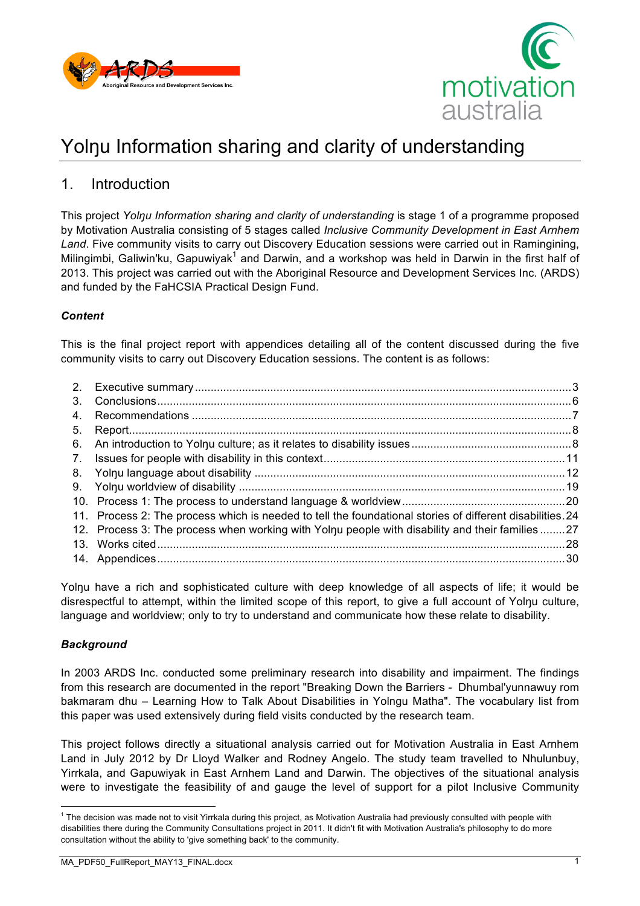# Yolŋu Information sharing and clarity of understanding

## 1. Introduction

This project *Yolŋu Information sharing and clarity of understanding* is stage 1 of a programme proposed by Motivation Australia consisting of 5 stages called *Inclusive Community Development in East Arnhem Land*. Five community visits to carry out Discovery Education sessions were carried out in Ramingining, Milingimbi, Galiwin'ku, Gapuwiyak[1] and Darwin, and a workshop was held in Darwin in the first half of 2013. This project was carried out with the Aboriginal Resource and Development Services Inc. (ARDS) and funded by the FaHCSIA Practical Design Fund.

### *Content*

This is the final project report with appendices detailing all of the content discussed during the five community visits to carry out Discovery Education sessions. The content is as follows:

2. Executive summary ........ 3
3. Conclusions ........ 6
4. Recommendations ........ 7
5. Report ........ 8
6. An introduction to Yolŋu culture; as it relates to disability issues ........ 8
7. Issues for people with disability in this context ........ 11
8. Yolŋu language about disability ........ 12
9. Yolŋu worldview of disability ........ 19
10. Process 1: The process to understand language & worldview ........ 20
11. Process 2: The process which is needed to tell the foundational stories of different disabilities ........ 24
12. Process 3: The process when working with Yolŋu people with disability and their families ........ 27
13. Works cited ........ 28
14. Appendices ........ 30

Yolŋu have a rich and sophisticated culture with deep knowledge of all aspects of life; it would be disrespectful to attempt, within the limited scope of this report, to give a full account of Yolŋu culture, language and worldview; only to try to understand and communicate how these relate to disability.

### *Background*

In 2003 ARDS Inc. conducted some preliminary research into disability and impairment. The findings from this research are documented in the report "Breaking Down the Barriers - Dhumbal'yunnawuy rom bakmaram dhu – Learning How to Talk About Disabilities in Yolngu Matha". The vocabulary list from this paper was used extensively during field visits conducted by the research team.

This project follows directly a situational analysis carried out for Motivation Australia in East Arnhem Land in July 2012 by Dr Lloyd Walker and Rodney Angelo. The study team travelled to Nhulunbuy, Yirrkala, and Gapuwiyak in East Arnhem Land and Darwin. The objectives of the situational analysis were to investigate the feasibility of and gauge the level of support for a pilot Inclusive Community

[1] The decision was made not to visit Yirrkala during this project, as Motivation Australia had previously consulted with people with disabilities there during the Community Consultations project in 2011. It didn't fit with Motivation Australia's philosophy to do more consultation without the ability to 'give something back' to the community.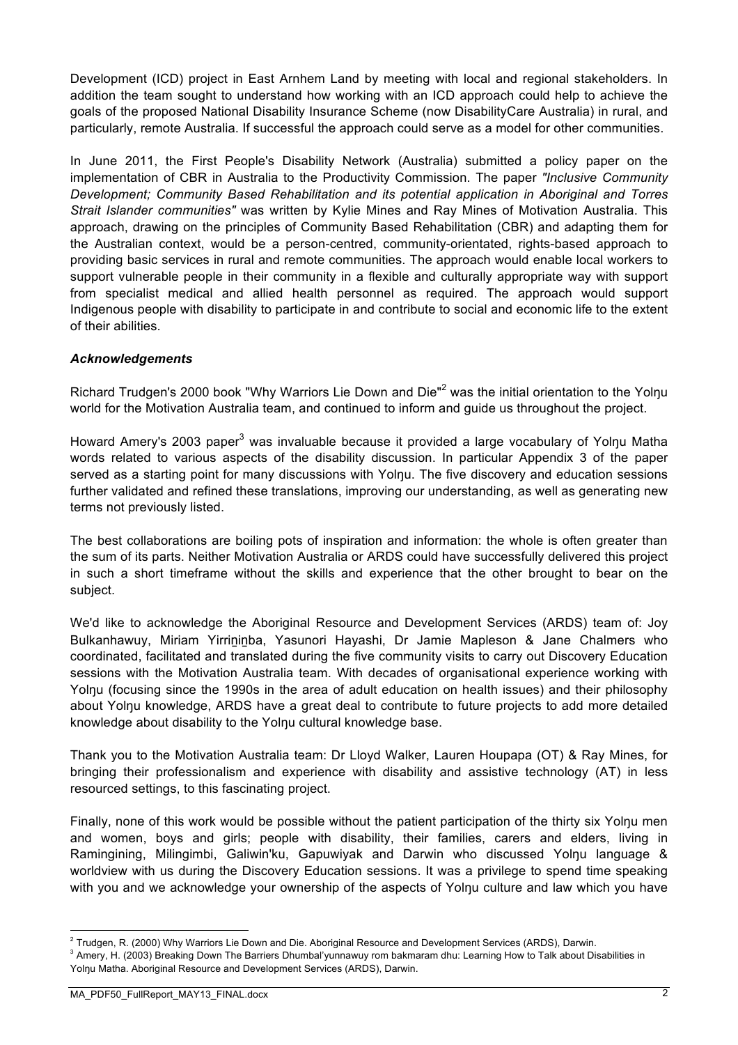Development (ICD) project in East Arnhem Land by meeting with local and regional stakeholders. In addition the team sought to understand how working with an ICD approach could help to achieve the goals of the proposed National Disability Insurance Scheme (now DisabilityCare Australia) in rural, and particularly, remote Australia. If successful the approach could serve as a model for other communities.

In June 2011, the First People's Disability Network (Australia) submitted a policy paper on the implementation of CBR in Australia to the Productivity Commission. The paper *"Inclusive Community Development; Community Based Rehabilitation and its potential application in Aboriginal and Torres Strait Islander communities"* was written by Kylie Mines and Ray Mines of Motivation Australia. This approach, drawing on the principles of Community Based Rehabilitation (CBR) and adapting them for the Australian context, would be a person-centred, community-orientated, rights-based approach to providing basic services in rural and remote communities. The approach would enable local workers to support vulnerable people in their community in a flexible and culturally appropriate way with support from specialist medical and allied health personnel as required. The approach would support Indigenous people with disability to participate in and contribute to social and economic life to the extent of their abilities.

### *Acknowledgements*

Richard Trudgen's 2000 book "Why Warriors Lie Down and Die"[2] was the initial orientation to the Yolŋu world for the Motivation Australia team, and continued to inform and guide us throughout the project.

Howard Amery's 2003 paper[3] was invaluable because it provided a large vocabulary of Yolŋu Matha words related to various aspects of the disability discussion. In particular Appendix 3 of the paper served as a starting point for many discussions with Yolŋu. The five discovery and education sessions further validated and refined these translations, improving our understanding, as well as generating new terms not previously listed.

The best collaborations are boiling pots of inspiration and information: the whole is often greater than the sum of its parts. Neither Motivation Australia or ARDS could have successfully delivered this project in such a short timeframe without the skills and experience that the other brought to bear on the subject.

We'd like to acknowledge the Aboriginal Resource and Development Services (ARDS) team of: Joy Bulkanhawuy, Miriam Yirriṉiṉba, Yasunori Hayashi, Dr Jamie Mapleson & Jane Chalmers who coordinated, facilitated and translated during the five community visits to carry out Discovery Education sessions with the Motivation Australia team. With decades of organisational experience working with Yolŋu (focusing since the 1990s in the area of adult education on health issues) and their philosophy about Yolŋu knowledge, ARDS have a great deal to contribute to future projects to add more detailed knowledge about disability to the Yolŋu cultural knowledge base.

Thank you to the Motivation Australia team: Dr Lloyd Walker, Lauren Houpapa (OT) & Ray Mines, for bringing their professionalism and experience with disability and assistive technology (AT) in less resourced settings, to this fascinating project.

Finally, none of this work would be possible without the patient participation of the thirty six Yolŋu men and women, boys and girls; people with disability, their families, carers and elders, living in Ramingining, Milingimbi, Galiwin'ku, Gapuwiyak and Darwin who discussed Yolŋu language & worldview with us during the Discovery Education sessions. It was a privilege to spend time speaking with you and we acknowledge your ownership of the aspects of Yolŋu culture and law which you have

---

[2] Trudgen, R. (2000) Why Warriors Lie Down and Die. Aboriginal Resource and Development Services (ARDS), Darwin.

[3] Amery, H. (2003) Breaking Down The Barriers Dhumbal'yunnawuy rom bakmaram dhu: Learning How to Talk about Disabilities in Yolŋu Matha. Aboriginal Resource and Development Services (ARDS), Darwin.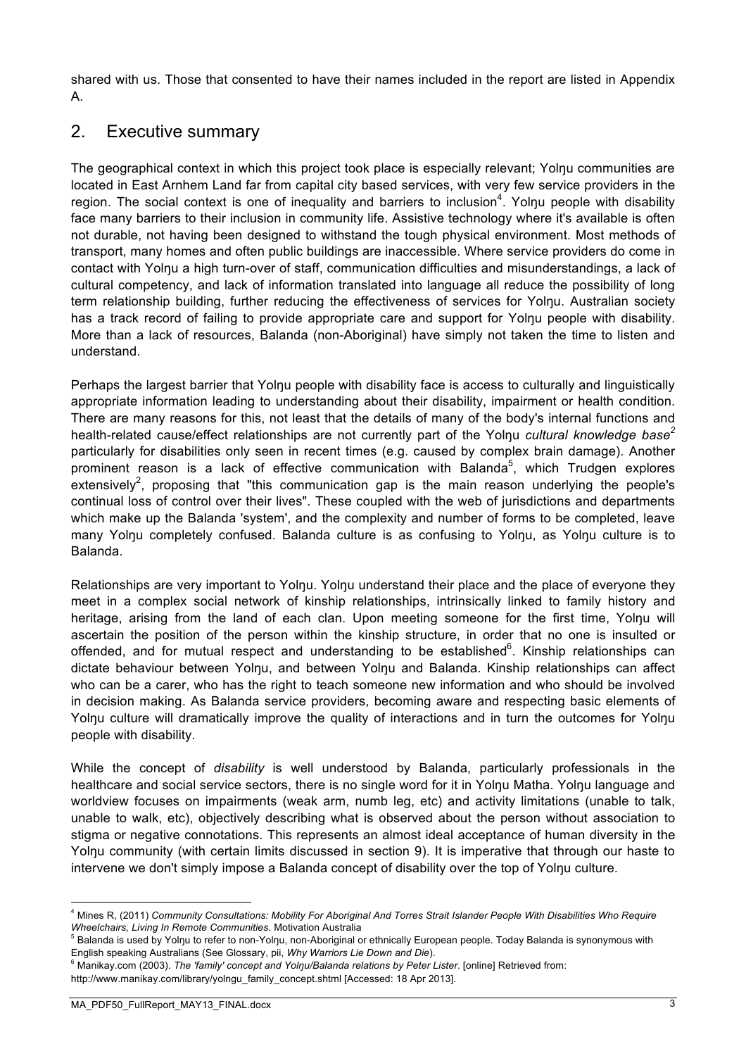shared with us. Those that consented to have their names included in the report are listed in Appendix A.

## 2. Executive summary

The geographical context in which this project took place is especially relevant; Yolŋu communities are located in East Arnhem Land far from capital city based services, with very few service providers in the region. The social context is one of inequality and barriers to inclusion[4]. Yolŋu people with disability face many barriers to their inclusion in community life. Assistive technology where it's available is often not durable, not having been designed to withstand the tough physical environment. Most methods of transport, many homes and often public buildings are inaccessible. Where service providers do come in contact with Yolŋu a high turn-over of staff, communication difficulties and misunderstandings, a lack of cultural competency, and lack of information translated into language all reduce the possibility of long term relationship building, further reducing the effectiveness of services for Yolŋu. Australian society has a track record of failing to provide appropriate care and support for Yolŋu people with disability. More than a lack of resources, Balanda (non-Aboriginal) have simply not taken the time to listen and understand.

Perhaps the largest barrier that Yolŋu people with disability face is access to culturally and linguistically appropriate information leading to understanding about their disability, impairment or health condition. There are many reasons for this, not least that the details of many of the body's internal functions and health-related cause/effect relationships are not currently part of the Yolŋu *cultural knowledge base*[2] particularly for disabilities only seen in recent times (e.g. caused by complex brain damage). Another prominent reason is a lack of effective communication with Balanda[5], which Trudgen explores extensively[2], proposing that "this communication gap is the main reason underlying the people's continual loss of control over their lives". These coupled with the web of jurisdictions and departments which make up the Balanda 'system', and the complexity and number of forms to be completed, leave many Yolŋu completely confused. Balanda culture is as confusing to Yolŋu, as Yolŋu culture is to Balanda.

Relationships are very important to Yolŋu. Yolŋu understand their place and the place of everyone they meet in a complex social network of kinship relationships, intrinsically linked to family history and heritage, arising from the land of each clan. Upon meeting someone for the first time, Yolŋu will ascertain the position of the person within the kinship structure, in order that no one is insulted or offended, and for mutual respect and understanding to be established[6]. Kinship relationships can dictate behaviour between Yolŋu, and between Yolŋu and Balanda. Kinship relationships can affect who can be a carer, who has the right to teach someone new information and who should be involved in decision making. As Balanda service providers, becoming aware and respecting basic elements of Yolŋu culture will dramatically improve the quality of interactions and in turn the outcomes for Yolŋu people with disability.

While the concept of *disability* is well understood by Balanda, particularly professionals in the healthcare and social service sectors, there is no single word for it in Yolŋu Matha. Yolŋu language and worldview focuses on impairments (weak arm, numb leg, etc) and activity limitations (unable to talk, unable to walk, etc), objectively describing what is observed about the person without association to stigma or negative connotations. This represents an almost ideal acceptance of human diversity in the Yolŋu community (with certain limits discussed in section 9). It is imperative that through our haste to intervene we don't simply impose a Balanda concept of disability over the top of Yolŋu culture.

---

[4] Mines R, (2011) *Community Consultations: Mobility For Aboriginal And Torres Strait Islander People With Disabilities Who Require Wheelchairs, Living In Remote Communities.* Motivation Australia

[5] Balanda is used by Yolŋu to refer to non-Yolŋu, non-Aboriginal or ethnically European people. Today Balanda is synonymous with English speaking Australians (See Glossary, pii, *Why Warriors Lie Down and Die*).

[6] Manikay.com (2003). *The 'family' concept and Yolŋu/Balanda relations by Peter Lister.* [online] Retrieved from: http://www.manikay.com/library/yolngu_family_concept.shtml [Accessed: 18 Apr 2013].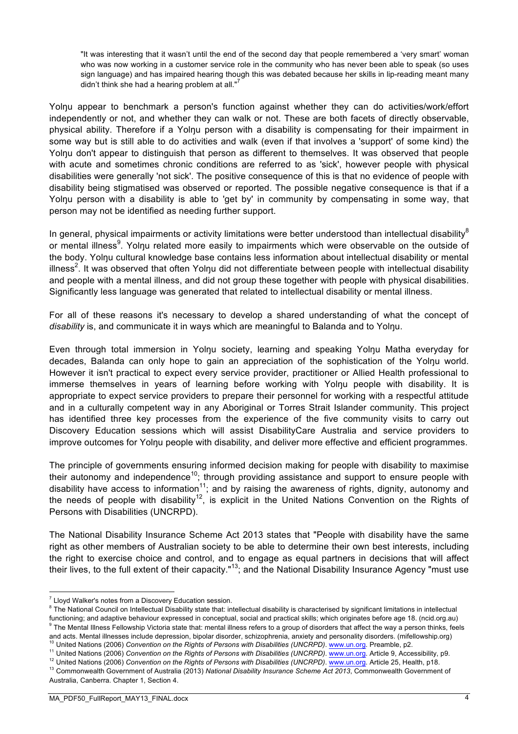> "It was interesting that it wasn't until the end of the second day that people remembered a 'very smart' woman who was now working in a customer service role in the community who has never been able to speak (so uses sign language) and has impaired hearing though this was debated because her skills in lip-reading meant many didn't think she had a hearing problem at all."[7]

Yolŋu appear to benchmark a person's function against whether they can do activities/work/effort independently or not, and whether they can walk or not. These are both facets of directly observable, physical ability. Therefore if a Yolŋu person with a disability is compensating for their impairment in some way but is still able to do activities and walk (even if that involves a 'support' of some kind) the Yolŋu don't appear to distinguish that person as different to themselves. It was observed that people with acute and sometimes chronic conditions are referred to as 'sick', however people with physical disabilities were generally 'not sick'. The positive consequence of this is that no evidence of people with disability being stigmatised was observed or reported. The possible negative consequence is that if a Yolŋu person with a disability is able to 'get by' in community by compensating in some way, that person may not be identified as needing further support.

In general, physical impairments or activity limitations were better understood than intellectual disability[8] or mental illness[9]. Yolŋu related more easily to impairments which were observable on the outside of the body. Yolŋu cultural knowledge base contains less information about intellectual disability or mental illness[2]. It was observed that often Yolŋu did not differentiate between people with intellectual disability and people with a mental illness, and did not group these together with people with physical disabilities. Significantly less language was generated that related to intellectual disability or mental illness.

For all of these reasons it's necessary to develop a shared understanding of what the concept of *disability* is, and communicate it in ways which are meaningful to Balanda and to Yolŋu.

Even through total immersion in Yolŋu society, learning and speaking Yolŋu Matha everyday for decades, Balanda can only hope to gain an appreciation of the sophistication of the Yolŋu world. However it isn't practical to expect every service provider, practitioner or Allied Health professional to immerse themselves in years of learning before working with Yolŋu people with disability. It is appropriate to expect service providers to prepare their personnel for working with a respectful attitude and in a culturally competent way in any Aboriginal or Torres Strait Islander community. This project has identified three key processes from the experience of the five community visits to carry out Discovery Education sessions which will assist DisabilityCare Australia and service providers to improve outcomes for Yolŋu people with disability, and deliver more effective and efficient programmes.

The principle of governments ensuring informed decision making for people with disability to maximise their autonomy and independence[10]; through providing assistance and support to ensure people with disability have access to information[11]; and by raising the awareness of rights, dignity, autonomy and the needs of people with disability[12], is explicit in the United Nations Convention on the Rights of Persons with Disabilities (UNCRPD).

The National Disability Insurance Scheme Act 2013 states that "People with disability have the same right as other members of Australian society to be able to determine their own best interests, including the right to exercise choice and control, and to engage as equal partners in decisions that will affect their lives, to the full extent of their capacity."[13]; and the National Disability Insurance Agency "must use

---

[7] Lloyd Walker's notes from a Discovery Education session.

[8] The National Council on Intellectual Disability state that: intellectual disability is characterised by significant limitations in intellectual functioning; and adaptive behaviour expressed in conceptual, social and practical skills; which originates before age 18. (ncid.org.au)

[9] The Mental Illness Fellowship Victoria state that: mental illness refers to a group of disorders that affect the way a person thinks, feels and acts. Mental illnesses include depression, bipolar disorder, schizophrenia, anxiety and personality disorders. (mifellowship.org)

[10] United Nations (2006) *Convention on the Rights of Persons with Disabilities (UNCRPD)*. www.un.org. Preamble, p2.

[11] United Nations (2006) *Convention on the Rights of Persons with Disabilities (UNCRPD)*. www.un.org. Article 9, Accessibility, p9.

[12] United Nations (2006) *Convention on the Rights of Persons with Disabilities (UNCRPD)*. www.un.org. Article 25, Health, p18.

[13] Commonwealth Government of Australia (2013) *National Disability Insurance Scheme Act 2013*, Commonwealth Government of Australia, Canberra. Chapter 1, Section 4.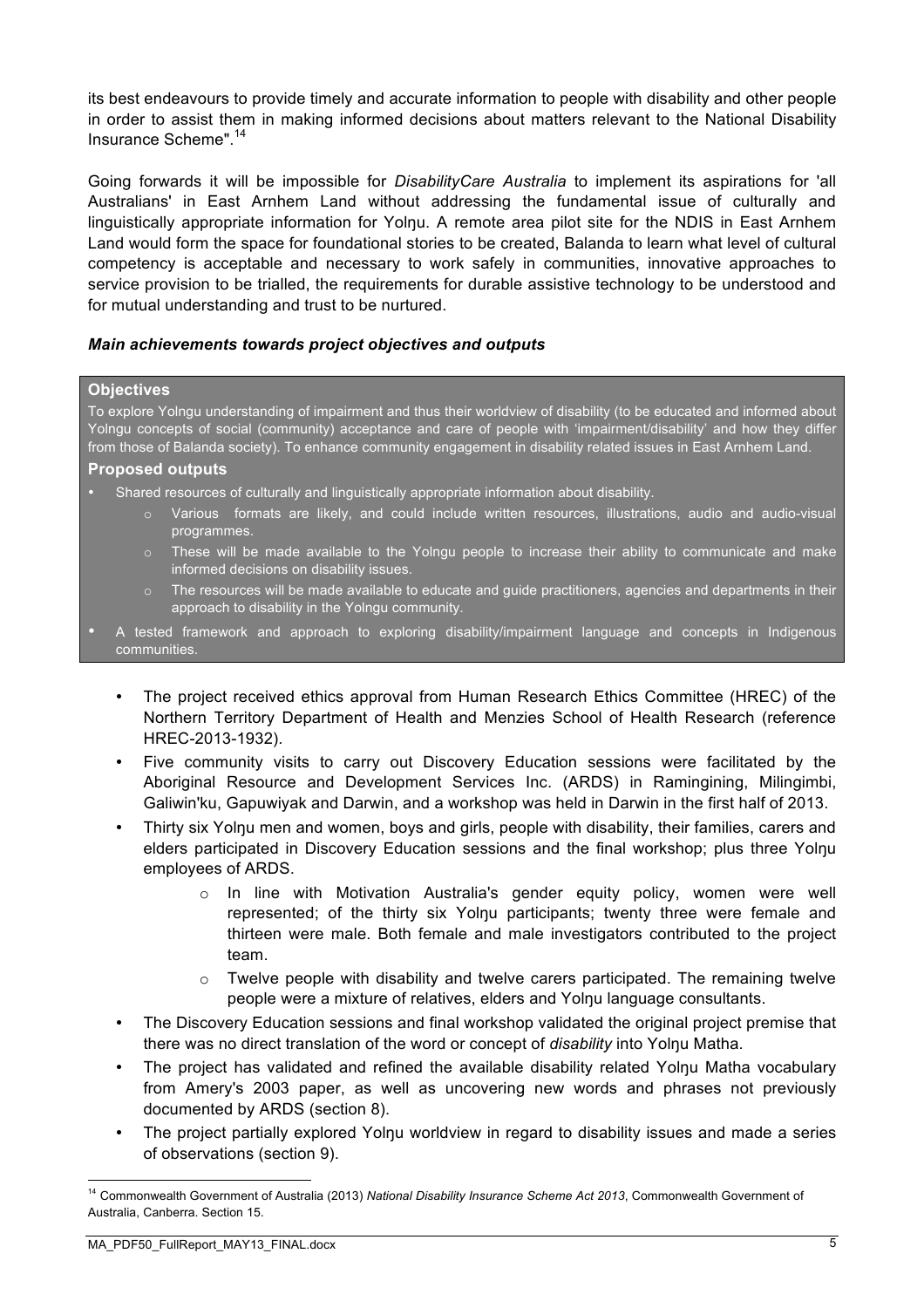its best endeavours to provide timely and accurate information to people with disability and other people in order to assist them in making informed decisions about matters relevant to the National Disability Insurance Scheme".[14]

Going forwards it will be impossible for *DisabilityCare Australia* to implement its aspirations for 'all Australians' in East Arnhem Land without addressing the fundamental issue of culturally and linguistically appropriate information for Yolŋu. A remote area pilot site for the NDIS in East Arnhem Land would form the space for foundational stories to be created, Balanda to learn what level of cultural competency is acceptable and necessary to work safely in communities, innovative approaches to service provision to be trialled, the requirements for durable assistive technology to be understood and for mutual understanding and trust to be nurtured.

### *Main achievements towards project objectives and outputs*

**Objectives**

To explore Yolngu understanding of impairment and thus their worldview of disability (to be educated and informed about Yolngu concepts of social (community) acceptance and care of people with 'impairment/disability' and how they differ from those of Balanda society). To enhance community engagement in disability related issues in East Arnhem Land.

**Proposed outputs**

- Shared resources of culturally and linguistically appropriate information about disability.
  - Various formats are likely, and could include written resources, illustrations, audio and audio-visual programmes.
  - These will be made available to the Yolngu people to increase their ability to communicate and make informed decisions on disability issues.
  - The resources will be made available to educate and guide practitioners, agencies and departments in their approach to disability in the Yolngu community.
- A tested framework and approach to exploring disability/impairment language and concepts in Indigenous communities.

- The project received ethics approval from Human Research Ethics Committee (HREC) of the Northern Territory Department of Health and Menzies School of Health Research (reference HREC-2013-1932).
- Five community visits to carry out Discovery Education sessions were facilitated by the Aboriginal Resource and Development Services Inc. (ARDS) in Ramingining, Milingimbi, Galiwin'ku, Gapuwiyak and Darwin, and a workshop was held in Darwin in the first half of 2013.
- Thirty six Yolŋu men and women, boys and girls, people with disability, their families, carers and elders participated in Discovery Education sessions and the final workshop; plus three Yolŋu employees of ARDS.
  - In line with Motivation Australia's gender equity policy, women were well represented; of the thirty six Yolŋu participants; twenty three were female and thirteen were male. Both female and male investigators contributed to the project team.
  - Twelve people with disability and twelve carers participated. The remaining twelve people were a mixture of relatives, elders and Yolŋu language consultants.
- The Discovery Education sessions and final workshop validated the original project premise that there was no direct translation of the word or concept of *disability* into Yolŋu Matha.
- The project has validated and refined the available disability related Yolŋu Matha vocabulary from Amery's 2003 paper, as well as uncovering new words and phrases not previously documented by ARDS (section 8).
- The project partially explored Yolŋu worldview in regard to disability issues and made a series of observations (section 9).

[14] Commonwealth Government of Australia (2013) *National Disability Insurance Scheme Act 2013*, Commonwealth Government of Australia, Canberra. Section 15.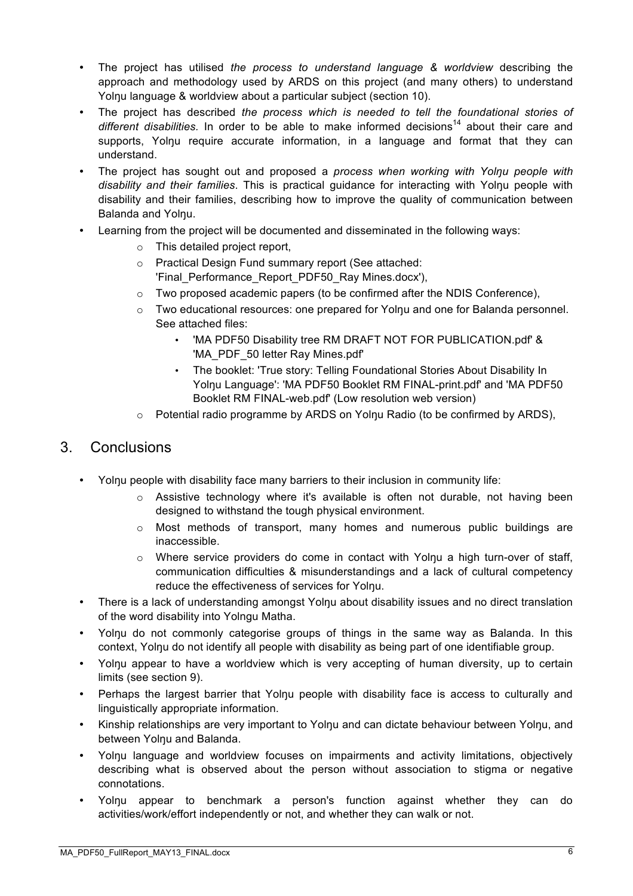- The project has utilised *the process to understand language & worldview* describing the approach and methodology used by ARDS on this project (and many others) to understand Yolŋu language & worldview about a particular subject (section 10).
- The project has described *the process which is needed to tell the foundational stories of different disabilities.* In order to be able to make informed decisions[14] about their care and supports, Yolŋu require accurate information, in a language and format that they can understand.
- The project has sought out and proposed a *process when working with Yolŋu people with disability and their families*. This is practical guidance for interacting with Yolŋu people with disability and their families, describing how to improve the quality of communication between Balanda and Yolŋu.
- Learning from the project will be documented and disseminated in the following ways:
    - This detailed project report,
    - Practical Design Fund summary report (See attached: 'Final_Performance_Report_PDF50_Ray Mines.docx'),
    - Two proposed academic papers (to be confirmed after the NDIS Conference),
    - Two educational resources: one prepared for Yolŋu and one for Balanda personnel. See attached files:
        - 'MA PDF50 Disability tree RM DRAFT NOT FOR PUBLICATION.pdf' & 'MA_PDF_50 letter Ray Mines.pdf'
        - The booklet: 'True story: Telling Foundational Stories About Disability In Yolŋu Language': 'MA PDF50 Booklet RM FINAL-print.pdf' and 'MA PDF50 Booklet RM FINAL-web.pdf' (Low resolution web version)
    - Potential radio programme by ARDS on Yolŋu Radio (to be confirmed by ARDS),

## 3. Conclusions

- Yolŋu people with disability face many barriers to their inclusion in community life:
    - Assistive technology where it's available is often not durable, not having been designed to withstand the tough physical environment.
    - Most methods of transport, many homes and numerous public buildings are inaccessible.
    - Where service providers do come in contact with Yolŋu a high turn-over of staff, communication difficulties & misunderstandings and a lack of cultural competency reduce the effectiveness of services for Yolŋu.
- There is a lack of understanding amongst Yolŋu about disability issues and no direct translation of the word disability into Yolngu Matha.
- Yolŋu do not commonly categorise groups of things in the same way as Balanda. In this context, Yolŋu do not identify all people with disability as being part of one identifiable group.
- Yolŋu appear to have a worldview which is very accepting of human diversity, up to certain limits (see section 9).
- Perhaps the largest barrier that Yolŋu people with disability face is access to culturally and linguistically appropriate information.
- Kinship relationships are very important to Yolŋu and can dictate behaviour between Yolŋu, and between Yolŋu and Balanda.
- Yolŋu language and worldview focuses on impairments and activity limitations, objectively describing what is observed about the person without association to stigma or negative connotations.
- Yolŋu appear to benchmark a person's function against whether they can do activities/work/effort independently or not, and whether they can walk or not.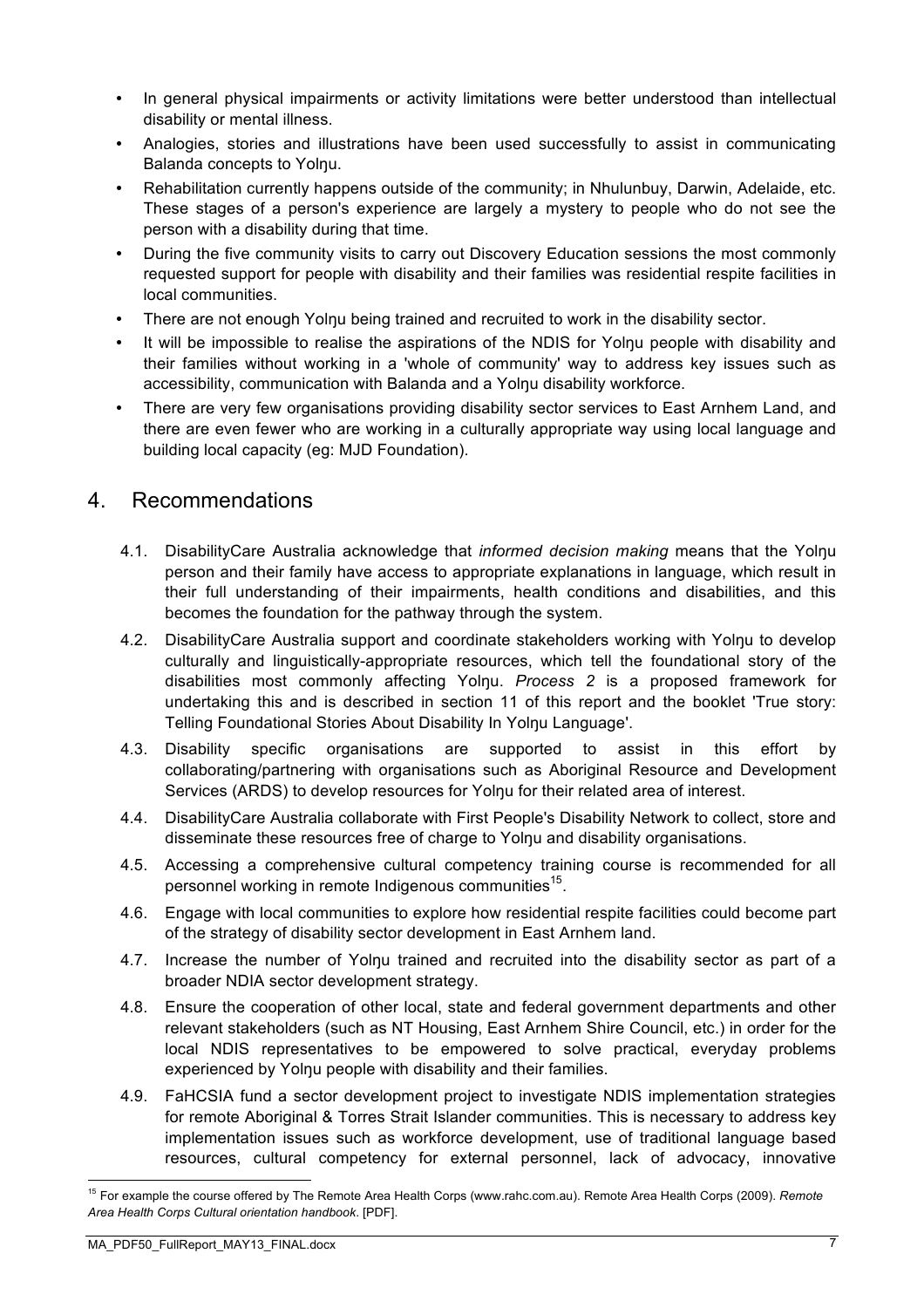- In general physical impairments or activity limitations were better understood than intellectual disability or mental illness.
- Analogies, stories and illustrations have been used successfully to assist in communicating Balanda concepts to Yolŋu.
- Rehabilitation currently happens outside of the community; in Nhulunbuy, Darwin, Adelaide, etc. These stages of a person's experience are largely a mystery to people who do not see the person with a disability during that time.
- During the five community visits to carry out Discovery Education sessions the most commonly requested support for people with disability and their families was residential respite facilities in local communities.
- There are not enough Yolŋu being trained and recruited to work in the disability sector.
- It will be impossible to realise the aspirations of the NDIS for Yolŋu people with disability and their families without working in a 'whole of community' way to address key issues such as accessibility, communication with Balanda and a Yolŋu disability workforce.
- There are very few organisations providing disability sector services to East Arnhem Land, and there are even fewer who are working in a culturally appropriate way using local language and building local capacity (eg: MJD Foundation).

## 4. Recommendations

4.1. DisabilityCare Australia acknowledge that *informed decision making* means that the Yolŋu person and their family have access to appropriate explanations in language, which result in their full understanding of their impairments, health conditions and disabilities, and this becomes the foundation for the pathway through the system.

4.2. DisabilityCare Australia support and coordinate stakeholders working with Yolŋu to develop culturally and linguistically-appropriate resources, which tell the foundational story of the disabilities most commonly affecting Yolŋu. *Process 2* is a proposed framework for undertaking this and is described in section 11 of this report and the booklet 'True story: Telling Foundational Stories About Disability In Yolŋu Language'.

4.3. Disability specific organisations are supported to assist in this effort by collaborating/partnering with organisations such as Aboriginal Resource and Development Services (ARDS) to develop resources for Yolŋu for their related area of interest.

4.4. DisabilityCare Australia collaborate with First People's Disability Network to collect, store and disseminate these resources free of charge to Yolŋu and disability organisations.

4.5. Accessing a comprehensive cultural competency training course is recommended for all personnel working in remote Indigenous communities[15].

4.6. Engage with local communities to explore how residential respite facilities could become part of the strategy of disability sector development in East Arnhem land.

4.7. Increase the number of Yolŋu trained and recruited into the disability sector as part of a broader NDIA sector development strategy.

4.8. Ensure the cooperation of other local, state and federal government departments and other relevant stakeholders (such as NT Housing, East Arnhem Shire Council, etc.) in order for the local NDIS representatives to be empowered to solve practical, everyday problems experienced by Yolŋu people with disability and their families.

4.9. FaHCSIA fund a sector development project to investigate NDIS implementation strategies for remote Aboriginal & Torres Strait Islander communities. This is necessary to address key implementation issues such as workforce development, use of traditional language based resources, cultural competency for external personnel, lack of advocacy, innovative

---

[15] For example the course offered by The Remote Area Health Corps (www.rahc.com.au). Remote Area Health Corps (2009). *Remote Area Health Corps Cultural orientation handbook*. [PDF].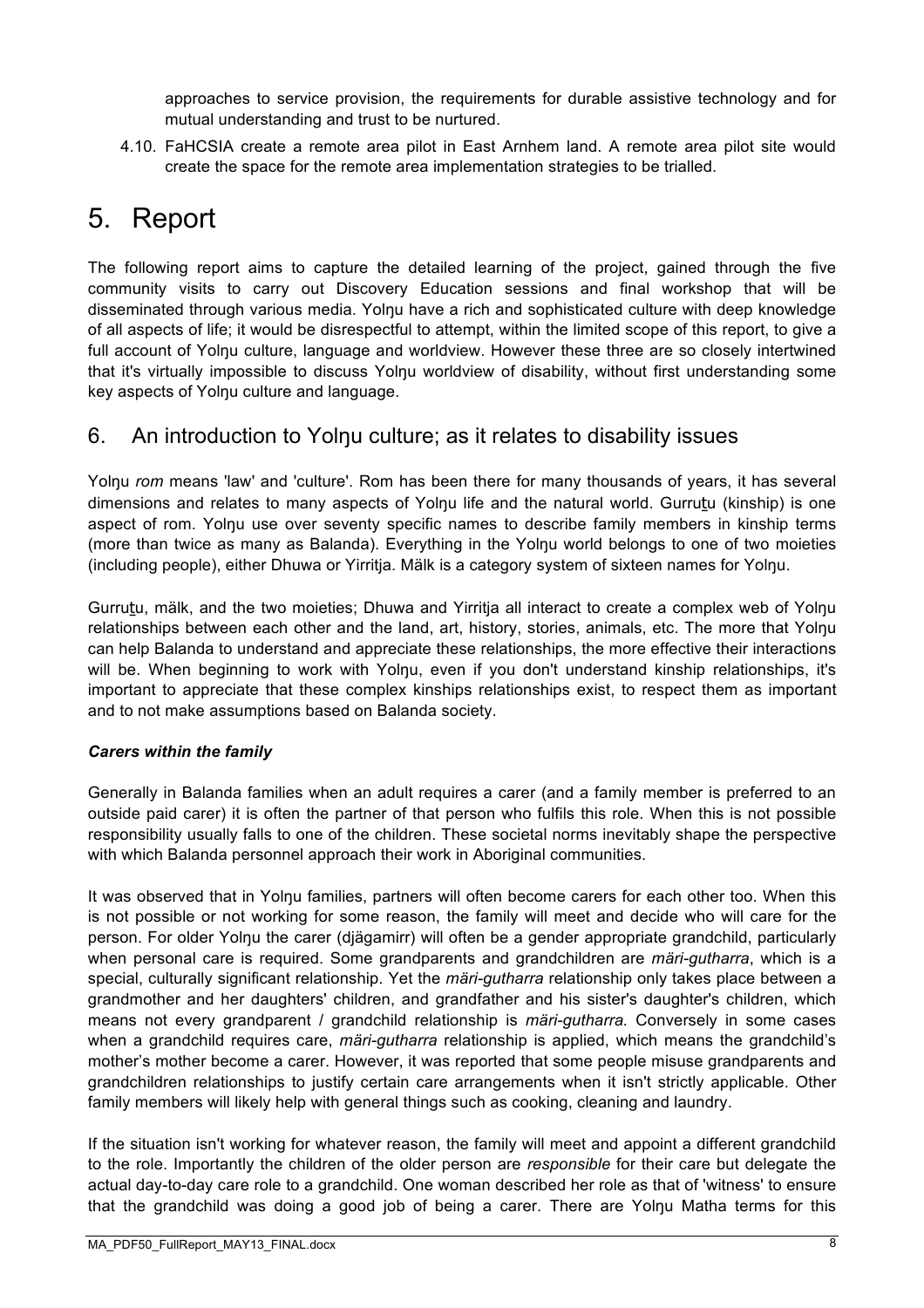approaches to service provision, the requirements for durable assistive technology and for mutual understanding and trust to be nurtured.

4.10. FaHCSIA create a remote area pilot in East Arnhem land. A remote area pilot site would create the space for the remote area implementation strategies to be trialled.

# 5. Report

The following report aims to capture the detailed learning of the project, gained through the five community visits to carry out Discovery Education sessions and final workshop that will be disseminated through various media. Yolŋu have a rich and sophisticated culture with deep knowledge of all aspects of life; it would be disrespectful to attempt, within the limited scope of this report, to give a full account of Yolŋu culture, language and worldview. However these three are so closely intertwined that it's virtually impossible to discuss Yolŋu worldview of disability, without first understanding some key aspects of Yolŋu culture and language.

## 6. An introduction to Yolŋu culture; as it relates to disability issues

Yolŋu *rom* means 'law' and 'culture'. Rom has been there for many thousands of years, it has several dimensions and relates to many aspects of Yolŋu life and the natural world. Gurruṯu (kinship) is one aspect of rom. Yolŋu use over seventy specific names to describe family members in kinship terms (more than twice as many as Balanda). Everything in the Yolŋu world belongs to one of two moieties (including people), either Dhuwa or Yirritja. Mälk is a category system of sixteen names for Yolŋu.

Gurruṯu, mälk, and the two moieties; Dhuwa and Yirritja all interact to create a complex web of Yolŋu relationships between each other and the land, art, history, stories, animals, etc. The more that Yolŋu can help Balanda to understand and appreciate these relationships, the more effective their interactions will be. When beginning to work with Yolŋu, even if you don't understand kinship relationships, it's important to appreciate that these complex kinships relationships exist, to respect them as important and to not make assumptions based on Balanda society.

### ***Carers within the family***

Generally in Balanda families when an adult requires a carer (and a family member is preferred to an outside paid carer) it is often the partner of that person who fulfils this role. When this is not possible responsibility usually falls to one of the children. These societal norms inevitably shape the perspective with which Balanda personnel approach their work in Aboriginal communities.

It was observed that in Yolŋu families, partners will often become carers for each other too. When this is not possible or not working for some reason, the family will meet and decide who will care for the person. For older Yolŋu the carer (djägamirr) will often be a gender appropriate grandchild, particularly when personal care is required. Some grandparents and grandchildren are *märi-gutharra*, which is a special, culturally significant relationship. Yet the *märi-gutharra* relationship only takes place between a grandmother and her daughters' children, and grandfather and his sister's daughter's children, which means not every grandparent / grandchild relationship is *märi-gutharra.* Conversely in some cases when a grandchild requires care, *märi-gutharra* relationship is applied, which means the grandchild's mother's mother become a carer. However, it was reported that some people misuse grandparents and grandchildren relationships to justify certain care arrangements when it isn't strictly applicable. Other family members will likely help with general things such as cooking, cleaning and laundry.

If the situation isn't working for whatever reason, the family will meet and appoint a different grandchild to the role. Importantly the children of the older person are *responsible* for their care but delegate the actual day-to-day care role to a grandchild. One woman described her role as that of 'witness' to ensure that the grandchild was doing a good job of being a carer. There are Yolŋu Matha terms for this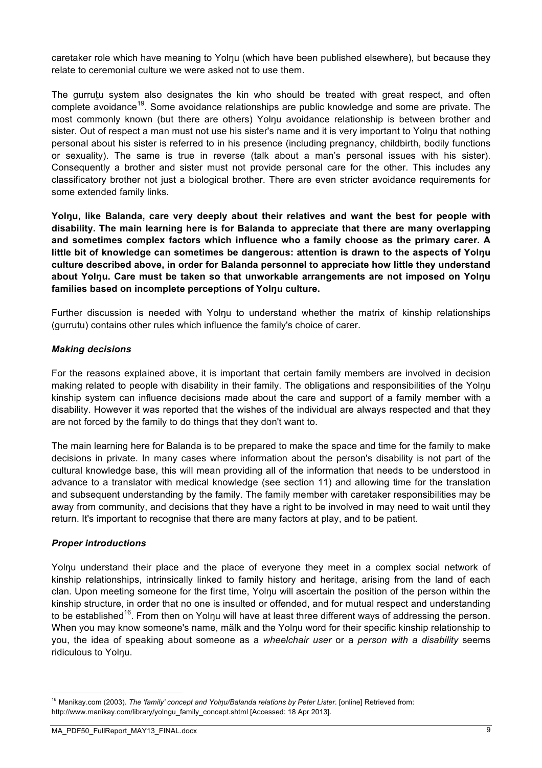caretaker role which have meaning to Yolŋu (which have been published elsewhere), but because they relate to ceremonial culture we were asked not to use them.

The gurruṯu system also designates the kin who should be treated with great respect, and often complete avoidance[19]. Some avoidance relationships are public knowledge and some are private. The most commonly known (but there are others) Yolŋu avoidance relationship is between brother and sister. Out of respect a man must not use his sister's name and it is very important to Yolŋu that nothing personal about his sister is referred to in his presence (including pregnancy, childbirth, bodily functions or sexuality). The same is true in reverse (talk about a man's personal issues with his sister). Consequently a brother and sister must not provide personal care for the other. This includes any classificatory brother not just a biological brother. There are even stricter avoidance requirements for some extended family links.

**Yolŋu, like Balanda, care very deeply about their relatives and want the best for people with disability. The main learning here is for Balanda to appreciate that there are many overlapping and sometimes complex factors which influence who a family choose as the primary carer. A little bit of knowledge can sometimes be dangerous: attention is drawn to the aspects of Yolŋu culture described above, in order for Balanda personnel to appreciate how little they understand about Yolŋu. Care must be taken so that unworkable arrangements are not imposed on Yolŋu families based on incomplete perceptions of Yolŋu culture.**

Further discussion is needed with Yolŋu to understand whether the matrix of kinship relationships (gurruṯu) contains other rules which influence the family's choice of carer.

### *Making decisions*

For the reasons explained above, it is important that certain family members are involved in decision making related to people with disability in their family. The obligations and responsibilities of the Yolŋu kinship system can influence decisions made about the care and support of a family member with a disability. However it was reported that the wishes of the individual are always respected and that they are not forced by the family to do things that they don't want to.

The main learning here for Balanda is to be prepared to make the space and time for the family to make decisions in private. In many cases where information about the person's disability is not part of the cultural knowledge base, this will mean providing all of the information that needs to be understood in advance to a translator with medical knowledge (see section 11) and allowing time for the translation and subsequent understanding by the family. The family member with caretaker responsibilities may be away from community, and decisions that they have a right to be involved in may need to wait until they return. It's important to recognise that there are many factors at play, and to be patient.

### *Proper introductions*

Yolŋu understand their place and the place of everyone they meet in a complex social network of kinship relationships, intrinsically linked to family history and heritage, arising from the land of each clan. Upon meeting someone for the first time, Yolŋu will ascertain the position of the person within the kinship structure, in order that no one is insulted or offended, and for mutual respect and understanding to be established[16]. From then on Yolŋu will have at least three different ways of addressing the person. When you may know someone's name, mälk and the Yolŋu word for their specific kinship relationship to you, the idea of speaking about someone as a *wheelchair user* or a *person with a disability* seems ridiculous to Yolŋu.

---

[16] Manikay.com (2003). *The 'family' concept and Yolŋu/Balanda relations by Peter Lister.* [online] Retrieved from: http://www.manikay.com/library/yolngu_family_concept.shtml [Accessed: 18 Apr 2013].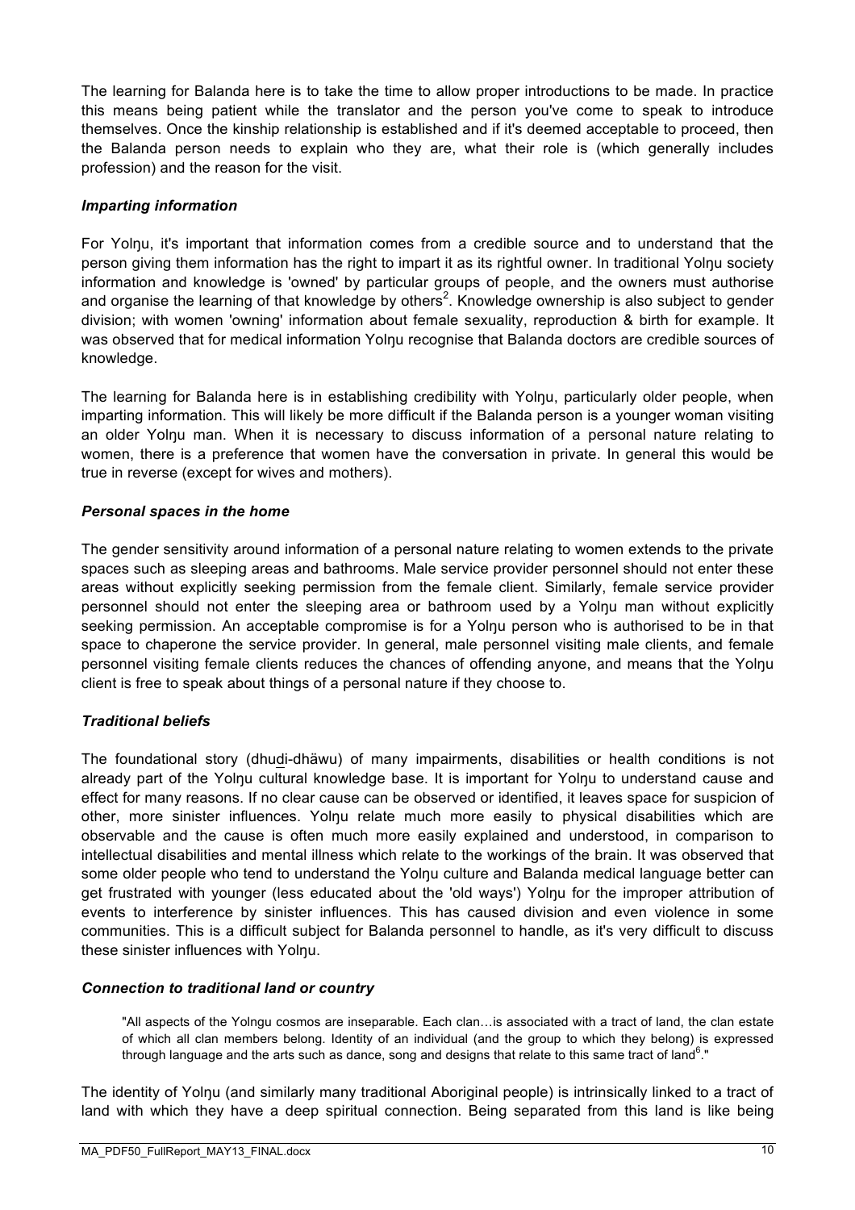The learning for Balanda here is to take the time to allow proper introductions to be made. In practice this means being patient while the translator and the person you've come to speak to introduce themselves. Once the kinship relationship is established and if it's deemed acceptable to proceed, then the Balanda person needs to explain who they are, what their role is (which generally includes profession) and the reason for the visit.

### *Imparting information*

For Yolŋu, it's important that information comes from a credible source and to understand that the person giving them information has the right to impart it as its rightful owner. In traditional Yolŋu society information and knowledge is 'owned' by particular groups of people, and the owners must authorise and organise the learning of that knowledge by others[2]. Knowledge ownership is also subject to gender division; with women 'owning' information about female sexuality, reproduction & birth for example. It was observed that for medical information Yolŋu recognise that Balanda doctors are credible sources of knowledge.

The learning for Balanda here is in establishing credibility with Yolŋu, particularly older people, when imparting information. This will likely be more difficult if the Balanda person is a younger woman visiting an older Yolŋu man. When it is necessary to discuss information of a personal nature relating to women, there is a preference that women have the conversation in private. In general this would be true in reverse (except for wives and mothers).

### *Personal spaces in the home*

The gender sensitivity around information of a personal nature relating to women extends to the private spaces such as sleeping areas and bathrooms. Male service provider personnel should not enter these areas without explicitly seeking permission from the female client. Similarly, female service provider personnel should not enter the sleeping area or bathroom used by a Yolŋu man without explicitly seeking permission. An acceptable compromise is for a Yolŋu person who is authorised to be in that space to chaperone the service provider. In general, male personnel visiting male clients, and female personnel visiting female clients reduces the chances of offending anyone, and means that the Yolŋu client is free to speak about things of a personal nature if they choose to.

### *Traditional beliefs*

The foundational story (dhud̲i-dhäwu) of many impairments, disabilities or health conditions is not already part of the Yolŋu cultural knowledge base. It is important for Yolŋu to understand cause and effect for many reasons. If no clear cause can be observed or identified, it leaves space for suspicion of other, more sinister influences. Yolŋu relate much more easily to physical disabilities which are observable and the cause is often much more easily explained and understood, in comparison to intellectual disabilities and mental illness which relate to the workings of the brain. It was observed that some older people who tend to understand the Yolŋu culture and Balanda medical language better can get frustrated with younger (less educated about the 'old ways') Yolŋu for the improper attribution of events to interference by sinister influences. This has caused division and even violence in some communities. This is a difficult subject for Balanda personnel to handle, as it's very difficult to discuss these sinister influences with Yolŋu.

### *Connection to traditional land or country*

> "All aspects of the Yolngu cosmos are inseparable. Each clan…is associated with a tract of land, the clan estate of which all clan members belong. Identity of an individual (and the group to which they belong) is expressed through language and the arts such as dance, song and designs that relate to this same tract of land[6]."

The identity of Yolŋu (and similarly many traditional Aboriginal people) is intrinsically linked to a tract of land with which they have a deep spiritual connection. Being separated from this land is like being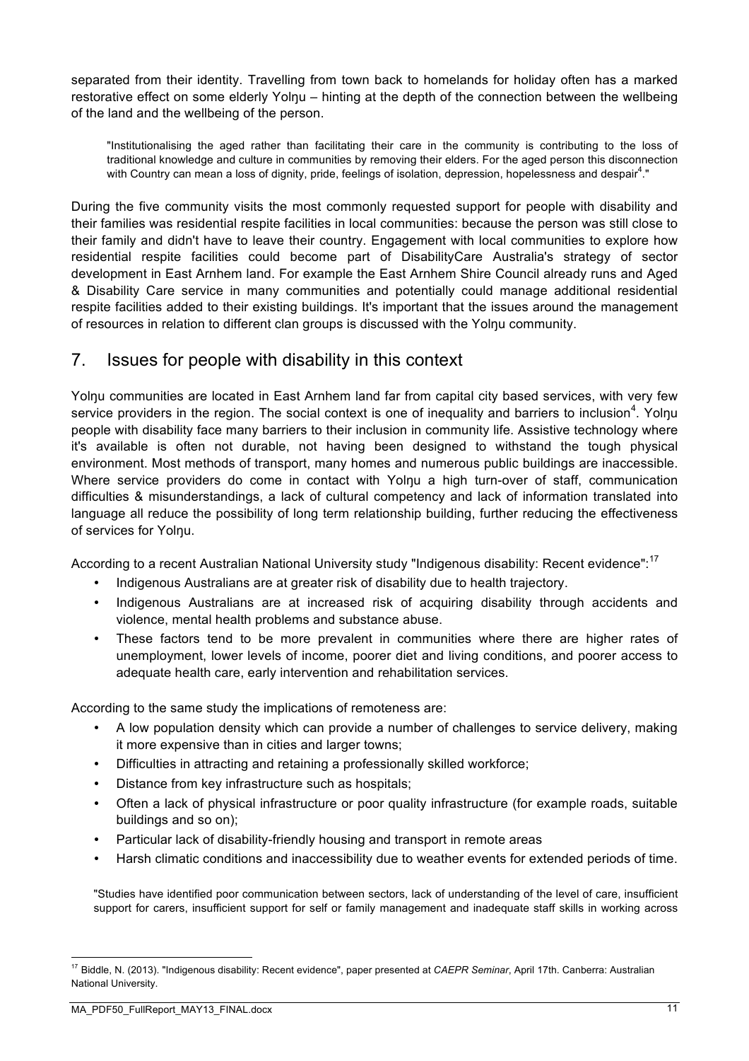separated from their identity. Travelling from town back to homelands for holiday often has a marked restorative effect on some elderly Yolŋu – hinting at the depth of the connection between the wellbeing of the land and the wellbeing of the person.

> "Institutionalising the aged rather than facilitating their care in the community is contributing to the loss of traditional knowledge and culture in communities by removing their elders. For the aged person this disconnection with Country can mean a loss of dignity, pride, feelings of isolation, depression, hopelessness and despair[4]."

During the five community visits the most commonly requested support for people with disability and their families was residential respite facilities in local communities: because the person was still close to their family and didn't have to leave their country. Engagement with local communities to explore how residential respite facilities could become part of DisabilityCare Australia's strategy of sector development in East Arnhem land. For example the East Arnhem Shire Council already runs and Aged & Disability Care service in many communities and potentially could manage additional residential respite facilities added to their existing buildings. It's important that the issues around the management of resources in relation to different clan groups is discussed with the Yolŋu community.

## 7. Issues for people with disability in this context

Yolŋu communities are located in East Arnhem land far from capital city based services, with very few service providers in the region. The social context is one of inequality and barriers to inclusion[4]. Yolŋu people with disability face many barriers to their inclusion in community life. Assistive technology where it's available is often not durable, not having been designed to withstand the tough physical environment. Most methods of transport, many homes and numerous public buildings are inaccessible. Where service providers do come in contact with Yolŋu a high turn-over of staff, communication difficulties & misunderstandings, a lack of cultural competency and lack of information translated into language all reduce the possibility of long term relationship building, further reducing the effectiveness of services for Yolŋu.

According to a recent Australian National University study "Indigenous disability: Recent evidence":[17]

- Indigenous Australians are at greater risk of disability due to health trajectory.
- Indigenous Australians are at increased risk of acquiring disability through accidents and violence, mental health problems and substance abuse.
- These factors tend to be more prevalent in communities where there are higher rates of unemployment, lower levels of income, poorer diet and living conditions, and poorer access to adequate health care, early intervention and rehabilitation services.

According to the same study the implications of remoteness are:

- A low population density which can provide a number of challenges to service delivery, making it more expensive than in cities and larger towns;
- Difficulties in attracting and retaining a professionally skilled workforce;
- Distance from key infrastructure such as hospitals;
- Often a lack of physical infrastructure or poor quality infrastructure (for example roads, suitable buildings and so on);
- Particular lack of disability-friendly housing and transport in remote areas
- Harsh climatic conditions and inaccessibility due to weather events for extended periods of time.

> "Studies have identified poor communication between sectors, lack of understanding of the level of care, insufficient support for carers, insufficient support for self or family management and inadequate staff skills in working across

[17] Biddle, N. (2013). "Indigenous disability: Recent evidence", paper presented at *CAEPR Seminar*, April 17th. Canberra: Australian National University.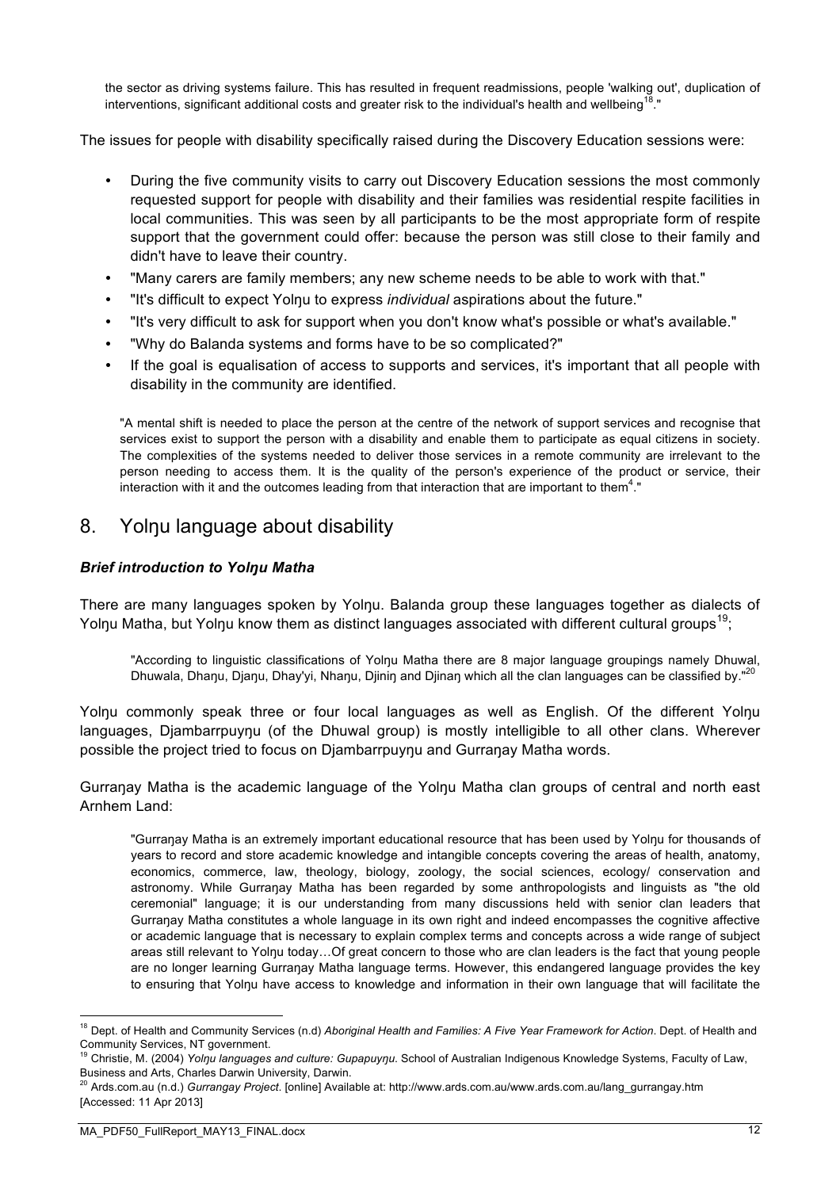the sector as driving systems failure. This has resulted in frequent readmissions, people 'walking out', duplication of interventions, significant additional costs and greater risk to the individual's health and wellbeing[18]."

The issues for people with disability specifically raised during the Discovery Education sessions were:

- During the five community visits to carry out Discovery Education sessions the most commonly requested support for people with disability and their families was residential respite facilities in local communities. This was seen by all participants to be the most appropriate form of respite support that the government could offer: because the person was still close to their family and didn't have to leave their country.
- "Many carers are family members; any new scheme needs to be able to work with that."
- "It's difficult to expect Yolŋu to express *individual* aspirations about the future."
- "It's very difficult to ask for support when you don't know what's possible or what's available."
- "Why do Balanda systems and forms have to be so complicated?"
- If the goal is equalisation of access to supports and services, it's important that all people with disability in the community are identified.

> "A mental shift is needed to place the person at the centre of the network of support services and recognise that services exist to support the person with a disability and enable them to participate as equal citizens in society. The complexities of the systems needed to deliver those services in a remote community are irrelevant to the person needing to access them. It is the quality of the person's experience of the product or service, their interaction with it and the outcomes leading from that interaction that are important to them[4]."

## 8. Yolŋu language about disability

### *Brief introduction to Yolŋu Matha*

There are many languages spoken by Yolŋu. Balanda group these languages together as dialects of Yolŋu Matha, but Yolŋu know them as distinct languages associated with different cultural groups[19];

> "According to linguistic classifications of Yolŋu Matha there are 8 major language groupings namely Dhuwal, Dhuwala, Dhaŋu, Djaŋu, Dhay'yi, Nhaŋu, Djiniŋ and Djinaŋ which all the clan languages can be classified by."[20]

Yolŋu commonly speak three or four local languages as well as English. Of the different Yolŋu languages, Djambarrpuyŋu (of the Dhuwal group) is mostly intelligible to all other clans. Wherever possible the project tried to focus on Djambarrpuyŋu and Gurraŋay Matha words.

Gurraŋay Matha is the academic language of the Yolŋu Matha clan groups of central and north east Arnhem Land:

> "Gurraŋay Matha is an extremely important educational resource that has been used by Yolŋu for thousands of years to record and store academic knowledge and intangible concepts covering the areas of health, anatomy, economics, commerce, law, theology, biology, zoology, the social sciences, ecology/ conservation and astronomy. While Gurraŋay Matha has been regarded by some anthropologists and linguists as "the old ceremonial" language; it is our understanding from many discussions held with senior clan leaders that Gurraŋay Matha constitutes a whole language in its own right and indeed encompasses the cognitive affective or academic language that is necessary to explain complex terms and concepts across a wide range of subject areas still relevant to Yolŋu today…Of great concern to those who are clan leaders is the fact that young people are no longer learning Gurraŋay Matha language terms. However, this endangered language provides the key to ensuring that Yolŋu have access to knowledge and information in their own language that will facilitate the

---

[18] Dept. of Health and Community Services (n.d) *Aboriginal Health and Families: A Five Year Framework for Action*. Dept. of Health and Community Services, NT government.

[19] Christie, M. (2004) *Yolŋu languages and culture: Gupapuyŋu*. School of Australian Indigenous Knowledge Systems, Faculty of Law, Business and Arts, Charles Darwin University, Darwin.

[20] Ards.com.au (n.d.) *Gurrangay Project*. [online] Available at: http://www.ards.com.au/www.ards.com.au/lang_gurrangay.htm [Accessed: 11 Apr 2013]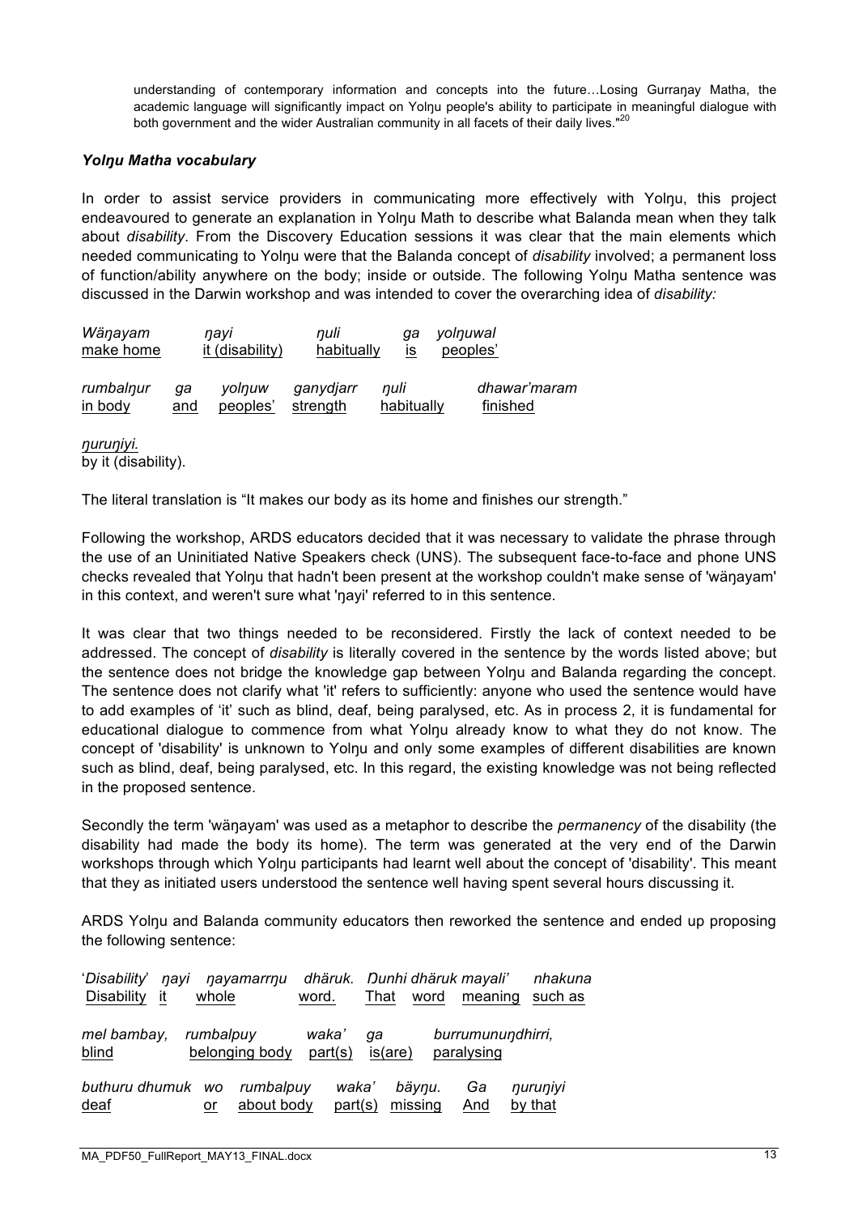understanding of contemporary information and concepts into the future…Losing Gurraŋay Matha, the academic language will significantly impact on Yolŋu people's ability to participate in meaningful dialogue with both government and the wider Australian community in all facets of their daily lives."[20]

### *Yolŋu Matha vocabulary*

In order to assist service providers in communicating more effectively with Yolŋu, this project endeavoured to generate an explanation in Yolŋu Math to describe what Balanda mean when they talk about *disability*. From the Discovery Education sessions it was clear that the main elements which needed communicating to Yolŋu were that the Balanda concept of *disability* involved; a permanent loss of function/ability anywhere on the body; inside or outside. The following Yolŋu Matha sentence was discussed in the Darwin workshop and was intended to cover the overarching idea of *disability:*

| *Wäŋayam* | *ŋayi* | *ŋuli* | *ga* | *yolŋuwal* |
|---|---|---|---|---|
| make home | it (disability) | habitually | is | peoples' |

| *rumbalŋur* | *ga* | *yolŋuw* | *ganydjarr* | *ŋuli* | *dhawar'maram* |
|---|---|---|---|---|---|
| in body | and | peoples' | strength | habitually | finished |

| *ŋuruŋiyi.* |
|---|
| by it (disability). |

The literal translation is "It makes our body as its home and finishes our strength."

Following the workshop, ARDS educators decided that it was necessary to validate the phrase through the use of an Uninitiated Native Speakers check (UNS). The subsequent face-to-face and phone UNS checks revealed that Yolŋu that hadn't been present at the workshop couldn't make sense of 'wäŋayam' in this context, and weren't sure what 'ŋayi' referred to in this sentence.

It was clear that two things needed to be reconsidered. Firstly the lack of context needed to be addressed. The concept of *disability* is literally covered in the sentence by the words listed above; but the sentence does not bridge the knowledge gap between Yolŋu and Balanda regarding the concept. The sentence does not clarify what 'it' refers to sufficiently: anyone who used the sentence would have to add examples of 'it' such as blind, deaf, being paralysed, etc. As in process 2, it is fundamental for educational dialogue to commence from what Yolŋu already know to what they do not know. The concept of 'disability' is unknown to Yolŋu and only some examples of different disabilities are known such as blind, deaf, being paralysed, etc. In this regard, the existing knowledge was not being reflected in the proposed sentence.

Secondly the term 'wäŋayam' was used as a metaphor to describe the *permanency* of the disability (the disability had made the body its home). The term was generated at the very end of the Darwin workshops through which Yolŋu participants had learnt well about the concept of 'disability'. This meant that they as initiated users understood the sentence well having spent several hours discussing it.

ARDS Yolŋu and Balanda community educators then reworked the sentence and ended up proposing the following sentence:

| '*Disability*' | *ŋayi* | *ŋayamarrŋu* | *dhäruk.* | *Đunhi* | *dhäruk* | *mayali'* | *nhakuna* |
|---|---|---|---|---|---|---|---|
| Disability | it | whole | word. | That | word | meaning | such as |

| *mel bambay,* | *rumbalpuy* | *waka'* | *ga* | *burrumunuŋdhirri,* |
|---|---|---|---|---|
| blind | belonging body | part(s) | is(are) | paralysing |

| *buthuru dhumuk* | *wo* | *rumbalpuy* | *waka'* | *bäyŋu.* | *Ga* | *ŋuruŋiyi* |
|---|---|---|---|---|---|---|
| deaf | or | about body | part(s) | missing | And | by that |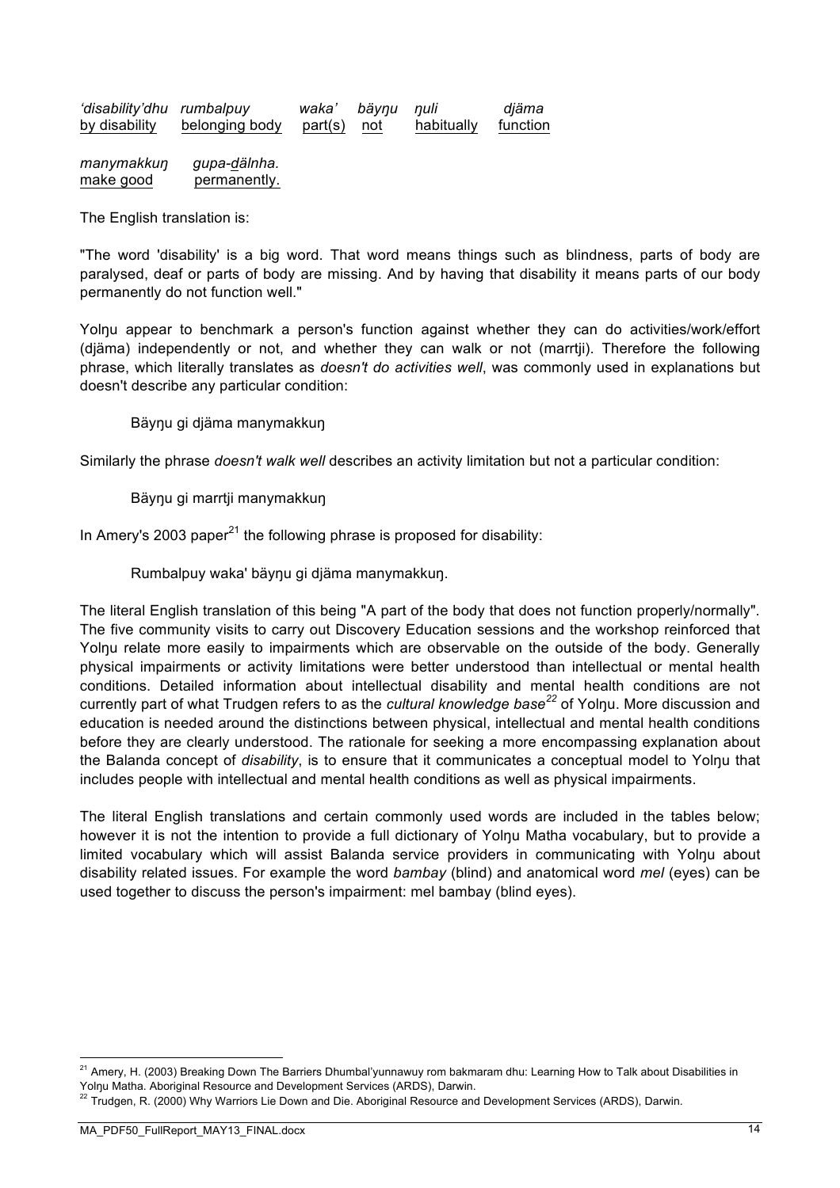| *'disability'dhu* | *rumbalpuy* | *waka'* | *bäyŋu* | *ŋuli* | *djäma* |
|---|---|---|---|---|---|
| by disability | belonging body | part(s) | not | habitually | function |

| *manymakkuŋ* | *gupa-d̲älnha.* |
|---|---|
| make good | permanently. |

The English translation is:

"The word 'disability' is a big word. That word means things such as blindness, parts of body are paralysed, deaf or parts of body are missing. And by having that disability it means parts of our body permanently do not function well."

Yolŋu appear to benchmark a person's function against whether they can do activities/work/effort (djäma) independently or not, and whether they can walk or not (marrtji). Therefore the following phrase, which literally translates as *doesn't do activities well*, was commonly used in explanations but doesn't describe any particular condition:

> Bäyŋu gi djäma manymakkuŋ

Similarly the phrase *doesn't walk well* describes an activity limitation but not a particular condition:

> Bäyŋu gi marrtji manymakkuŋ

In Amery's 2003 paper[21] the following phrase is proposed for disability:

> Rumbalpuy waka' bäyŋu gi djäma manymakkuŋ.

The literal English translation of this being "A part of the body that does not function properly/normally". The five community visits to carry out Discovery Education sessions and the workshop reinforced that Yolŋu relate more easily to impairments which are observable on the outside of the body. Generally physical impairments or activity limitations were better understood than intellectual or mental health conditions. Detailed information about intellectual disability and mental health conditions are not currently part of what Trudgen refers to as the *cultural knowledge base*[22] of Yolŋu. More discussion and education is needed around the distinctions between physical, intellectual and mental health conditions before they are clearly understood. The rationale for seeking a more encompassing explanation about the Balanda concept of *disability*, is to ensure that it communicates a conceptual model to Yolŋu that includes people with intellectual and mental health conditions as well as physical impairments.

The literal English translations and certain commonly used words are included in the tables below; however it is not the intention to provide a full dictionary of Yolŋu Matha vocabulary, but to provide a limited vocabulary which will assist Balanda service providers in communicating with Yolŋu about disability related issues. For example the word *bambay* (blind) and anatomical word *mel* (eyes) can be used together to discuss the person's impairment: mel bambay (blind eyes).

---

[21] Amery, H. (2003) Breaking Down The Barriers Dhumbal'yunnawuy rom bakmaram dhu: Learning How to Talk about Disabilities in Yolŋu Matha. Aboriginal Resource and Development Services (ARDS), Darwin.

[22] Trudgen, R. (2000) Why Warriors Lie Down and Die. Aboriginal Resource and Development Services (ARDS), Darwin.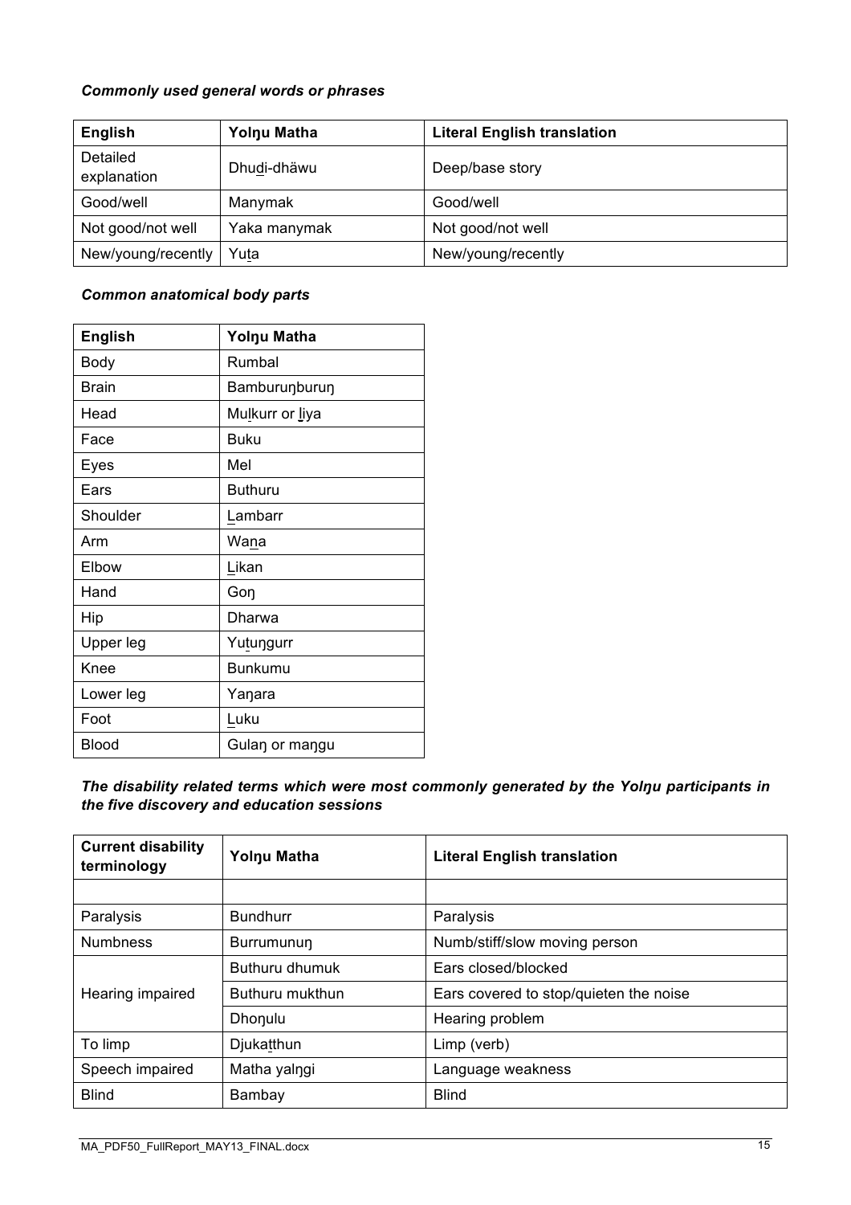***Commonly used general words or phrases***

| English | Yolŋu Matha | Literal English translation |
| --- | --- | --- |
| Detailed explanation | Dhud̲i-dhäwu | Deep/base story |
| Good/well | Manymak | Good/well |
| Not good/not well | Yaka manymak | Not good/not well |
| New/young/recently | Yut̲a | New/young/recently |

***Common anatomical body parts***

| English | Yolŋu Matha |
| --- | --- |
| Body | Rumbal |
| Brain | Bamburuŋburuŋ |
| Head | Mul̲kurr or l̲iya |
| Face | Buku |
| Eyes | Mel |
| Ears | Buthuru |
| Shoulder | L̲ambarr |
| Arm | Wan̲a |
| Elbow | L̲ikan |
| Hand | Goŋ |
| Hip | Dharwa |
| Upper leg | Yut̲uŋgurr |
| Knee | Bunkumu |
| Lower leg | Yaŋara |
| Foot | L̲uku |
| Blood | Gulaŋ or maŋgu |

***The disability related terms which were most commonly generated by the Yolŋu participants in the five discovery and education sessions***

| Current disability terminology | Yolŋu Matha | Literal English translation |
| --- | --- | --- |
| | | |
| Paralysis | Bundhurr | Paralysis |
| Numbness | Burrumunuŋ | Numb/stiff/slow moving person |
| Hearing impaired | Buthuru dhumuk | Ears closed/blocked |
| | Buthuru mukthun | Ears covered to stop/quieten the noise |
| | Dhoŋulu | Hearing problem |
| To limp | Djukat̲thun | Limp (verb) |
| Speech impaired | Matha yalŋgi | Language weakness |
| Blind | Bambay | Blind |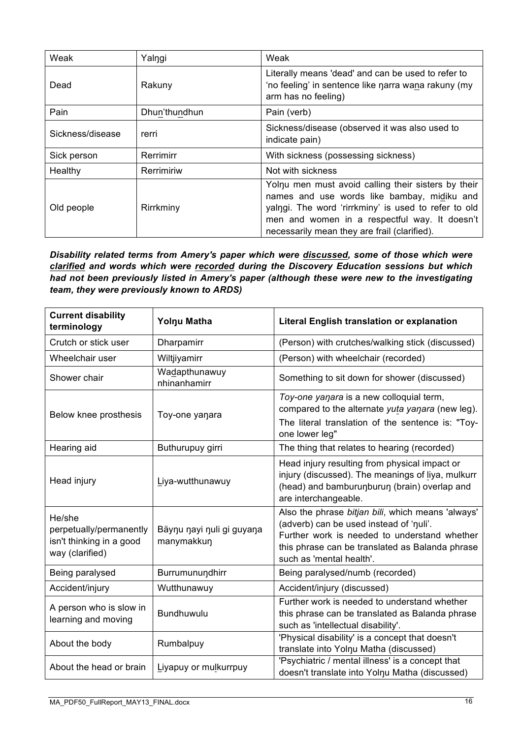| Weak | Yalŋgi | Weak |
|---|---|---|
| Dead | Rakuny | Literally means 'dead' and can be used to refer to 'no feeling' in sentence like ŋarra wa<u>n</u>a rakuny (my arm has no feeling) |
| Pain | Dhu<u>n</u>'thu<u>n</u>dhun | Pain (verb) |
| Sickness/disease | rerri | Sickness/disease (observed it was also used to indicate pain) |
| Sick person | Rerrimirr | With sickness (possessing sickness) |
| Healthy | Rerrimiriw | Not with sickness |
| Old people | Rirrkminy | Yolŋu men must avoid calling their sisters by their names and use words like bambay, mi<u>d</u>iku and yalŋgi. The word 'rirrkminy' is used to refer to old men and women in a respectful way. It doesn't necessarily mean they are frail (clarified). |

***Disability related terms from Amery's paper which were <u>discussed</u>, some of those which were <u>clarified</u> and words which were <u>recorded</u> during the Discovery Education sessions but which had not been previously listed in Amery's paper (although these were new to the investigating team, they were previously known to ARDS)***

| Current disability terminology | Yolŋu Matha | Literal English translation or explanation |
|---|---|---|
| Crutch or stick user | Dharpamirr | (Person) with crutches/walking stick (discussed) |
| Wheelchair user | Wiltjiyamirr | (Person) with wheelchair (recorded) |
| Shower chair | Wa<u>d</u>apthunawuy nhinanhamirr | Something to sit down for shower (discussed) |
| Below knee prosthesis | Toy-one yaŋara | *Toy-one yaŋara* is a new colloquial term, compared to the alternate *yu<u>t</u>a yaŋara* (new leg). The literal translation of the sentence is: "Toy-one lower leg" |
| Hearing aid | Buthurupuy girri | The thing that relates to hearing (recorded) |
| Head injury | <u>L</u>iya-wutthunawuy | Head injury resulting from physical impact or injury (discussed). The meanings of <u>l</u>iya, mulkurr (head) and bamburuŋburuŋ (brain) overlap and are interchangeable. |
| He/she perpetually/permanently isn't thinking in a good way (clarified) | Bäyŋu ŋayi ŋuli gi guyaŋa manymakkuŋ | Also the phrase *bitjan bili*, which means 'always' (adverb) can be used instead of 'ŋuli'. Further work is needed to understand whether this phrase can be translated as Balanda phrase such as 'mental health'. |
| Being paralysed | Burrumunuŋdhirr | Being paralysed/numb (recorded) |
| Accident/injury | Wutthunawuy | Accident/injury (discussed) |
| A person who is slow in learning and moving | Bundhuwulu | Further work is needed to understand whether this phrase can be translated as Balanda phrase such as 'intellectual disability'. |
| About the body | Rumbalpuy | 'Physical disability' is a concept that doesn't translate into Yolŋu Matha (discussed) |
| About the head or brain | <u>L</u>iyapuy or mu<u>l</u>kurrpuy | 'Psychiatric / mental illness' is a concept that doesn't translate into Yolŋu Matha (discussed) |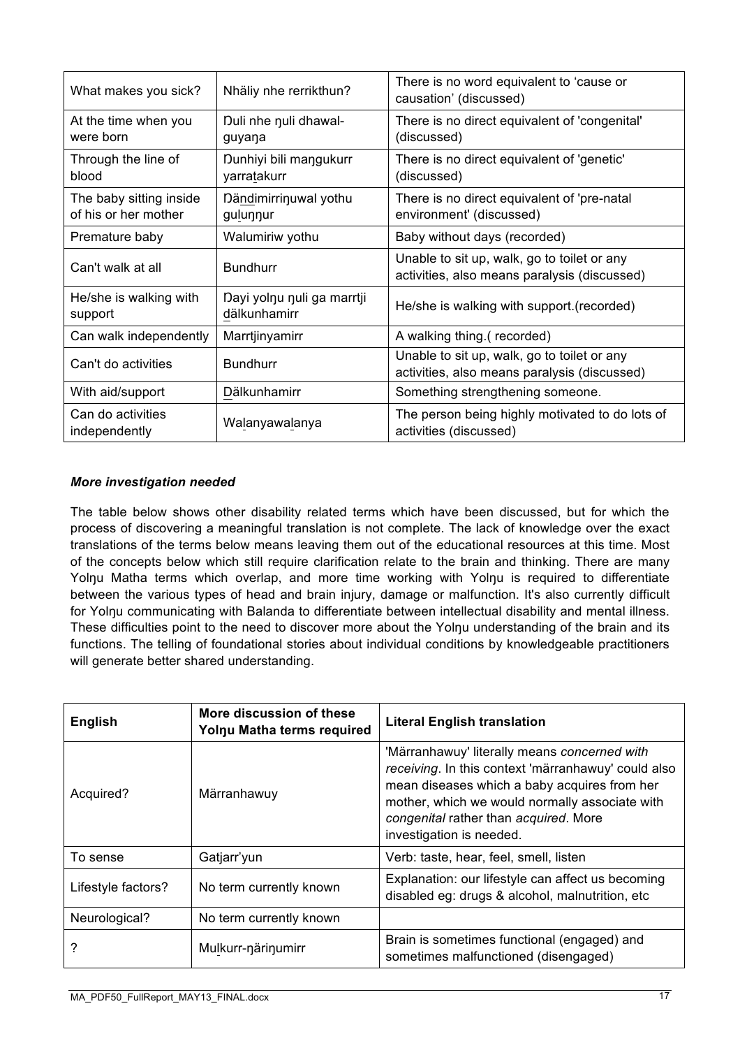| What makes you sick? | Nhäliy nhe rerrikthun? | There is no word equivalent to 'cause or causation' (discussed) |
|---|---|---|
| At the time when you were born | Ŋuli nhe ŋuli dhawal-guyaŋa | There is no direct equivalent of 'congenital' (discussed) |
| Through the line of blood | Ŋunhiyi bili maŋgukurr yarraṯakurr | There is no direct equivalent of 'genetic' (discussed) |
| The baby sitting inside of his or her mother | Ŋäṉḏimirriŋuwal yothu guḻuŋŋur | There is no direct equivalent of 'pre-natal environment' (discussed) |
| Premature baby | Walumiriw yothu | Baby without days (recorded) |
| Can't walk at all | Bundhurr | Unable to sit up, walk, go to toilet or any activities, also means paralysis (discussed) |
| He/she is walking with support | Ŋayi yolŋu ŋuli ga marrtji ḏälkunhamirr | He/she is walking with support.(recorded) |
| Can walk independently | Marrtjinyamirr | A walking thing.( recorded) |
| Can't do activities | Bundhurr | Unable to sit up, walk, go to toilet or any activities, also means paralysis (discussed) |
| With aid/support | Ḏälkunhamirr | Something strengthening someone. |
| Can do activities independently | Waḻanyawaḻanya | The person being highly motivated to do lots of activities (discussed) |

### *More investigation needed*

The table below shows other disability related terms which have been discussed, but for which the process of discovering a meaningful translation is not complete. The lack of knowledge over the exact translations of the terms below means leaving them out of the educational resources at this time. Most of the concepts below which still require clarification relate to the brain and thinking. There are many Yolŋu Matha terms which overlap, and more time working with Yolŋu is required to differentiate between the various types of head and brain injury, damage or malfunction. It's also currently difficult for Yolŋu communicating with Balanda to differentiate between intellectual disability and mental illness. These difficulties point to the need to discover more about the Yolŋu understanding of the brain and its functions. The telling of foundational stories about individual conditions by knowledgeable practitioners will generate better shared understanding.

| **English** | **More discussion of these Yolŋu Matha terms required** | **Literal English translation** |
|---|---|---|
| Acquired? | Märranhawuy | 'Märranhawuy' literally means *concerned with receiving*. In this context 'märranhawuy' could also mean diseases which a baby acquires from her mother, which we would normally associate with *congenital* rather than *acquired*. More investigation is needed. |
| To sense | Gatjarr'yun | Verb: taste, hear, feel, smell, listen |
| Lifestyle factors? | No term currently known | Explanation: our lifestyle can affect us becoming disabled eg: drugs & alcohol, malnutrition, etc |
| Neurological? | No term currently known | |
| ? | Muḻkurr-ŋäriŋumirr | Brain is sometimes functional (engaged) and sometimes malfunctioned (disengaged) |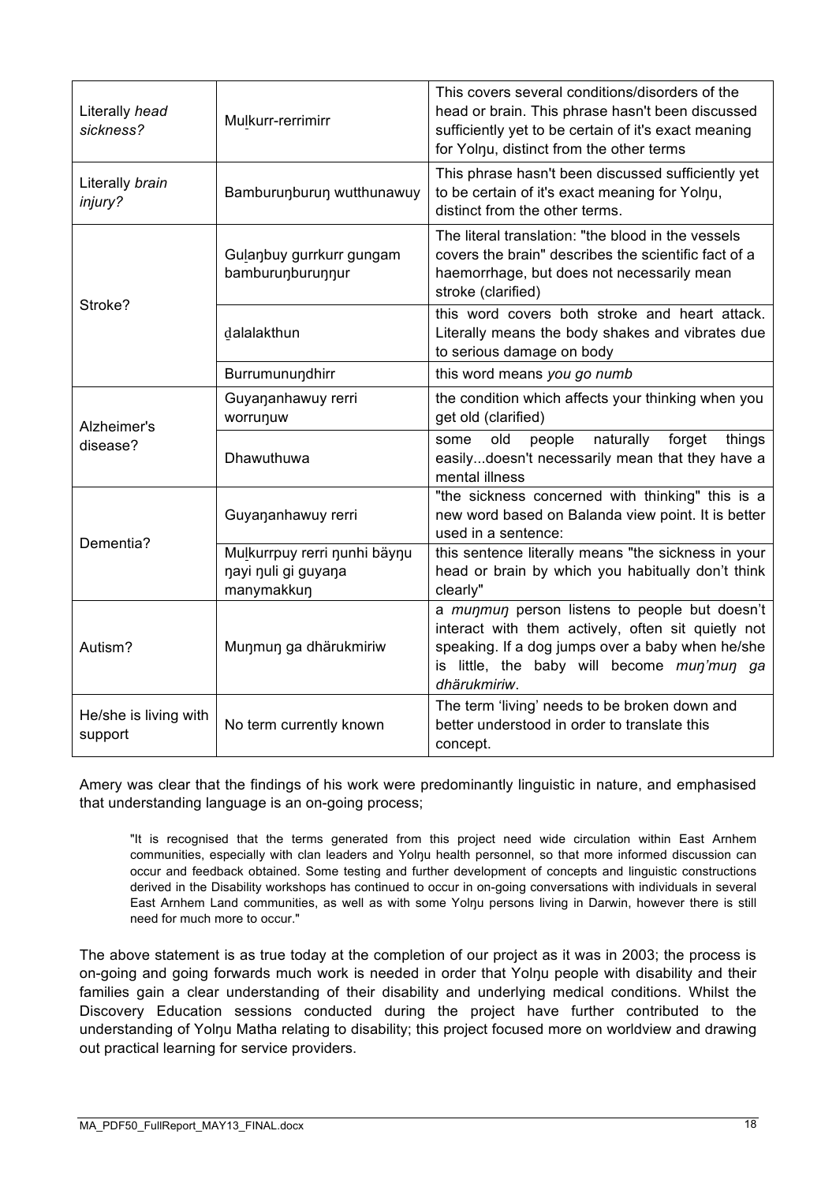| | | |
|---|---|---|
| Literally *head sickness?* | Mul̲kurr-rerrimirr | This covers several conditions/disorders of the head or brain. This phrase hasn't been discussed sufficiently yet to be certain of it's exact meaning for Yolŋu, distinct from the other terms |
| Literally *brain injury?* | Bamburuŋburuŋ wutthunawuy | This phrase hasn't been discussed sufficiently yet to be certain of it's exact meaning for Yolŋu, distinct from the other terms. |
| Stroke? | Gul̲aŋbuy gurrkurr gungam bamburuŋburuŋŋur | The literal translation: "the blood in the vessels covers the brain" describes the scientific fact of a haemorrhage, but does not necessarily mean stroke (clarified) |
| | d̲alalakthun | this word covers both stroke and heart attack. Literally means the body shakes and vibrates due to serious damage on body |
| | Burrumunuŋdhirr | this word means *you go numb* |
| Alzheimer's disease? | Guyaŋanhawuy rerri worruŋuw | the condition which affects your thinking when you get old (clarified) |
| | Dhawuthuwa | some old people naturally forget things easily...doesn't necessarily mean that they have a mental illness |
| Dementia? | Guyaŋanhawuy rerri | "the sickness concerned with thinking" this is a new word based on Balanda view point. It is better used in a sentence: |
| | Mul̲kurrpuy rerri ŋunhi bäyŋu ŋayi ŋuli gi guyaŋa manymakkuŋ | this sentence literally means "the sickness in your head or brain by which you habitually don't think clearly" |
| Autism? | Muŋmuŋ ga dhärukmiriw | a *muŋmuŋ* person listens to people but doesn't interact with them actively, often sit quietly not speaking. If a dog jumps over a baby when he/she is little, the baby will become *muŋ'muŋ ga dhärukmiriw*. |
| He/she is living with support | No term currently known | The term 'living' needs to be broken down and better understood in order to translate this concept. |

Amery was clear that the findings of his work were predominantly linguistic in nature, and emphasised that understanding language is an on-going process;

> "It is recognised that the terms generated from this project need wide circulation within East Arnhem communities, especially with clan leaders and Yolŋu health personnel, so that more informed discussion can occur and feedback obtained. Some testing and further development of concepts and linguistic constructions derived in the Disability workshops has continued to occur in on-going conversations with individuals in several East Arnhem Land communities, as well as with some Yolŋu persons living in Darwin, however there is still need for much more to occur."

The above statement is as true today at the completion of our project as it was in 2003; the process is on-going and going forwards much work is needed in order that Yolŋu people with disability and their families gain a clear understanding of their disability and underlying medical conditions. Whilst the Discovery Education sessions conducted during the project have further contributed to the understanding of Yolŋu Matha relating to disability; this project focused more on worldview and drawing out practical learning for service providers.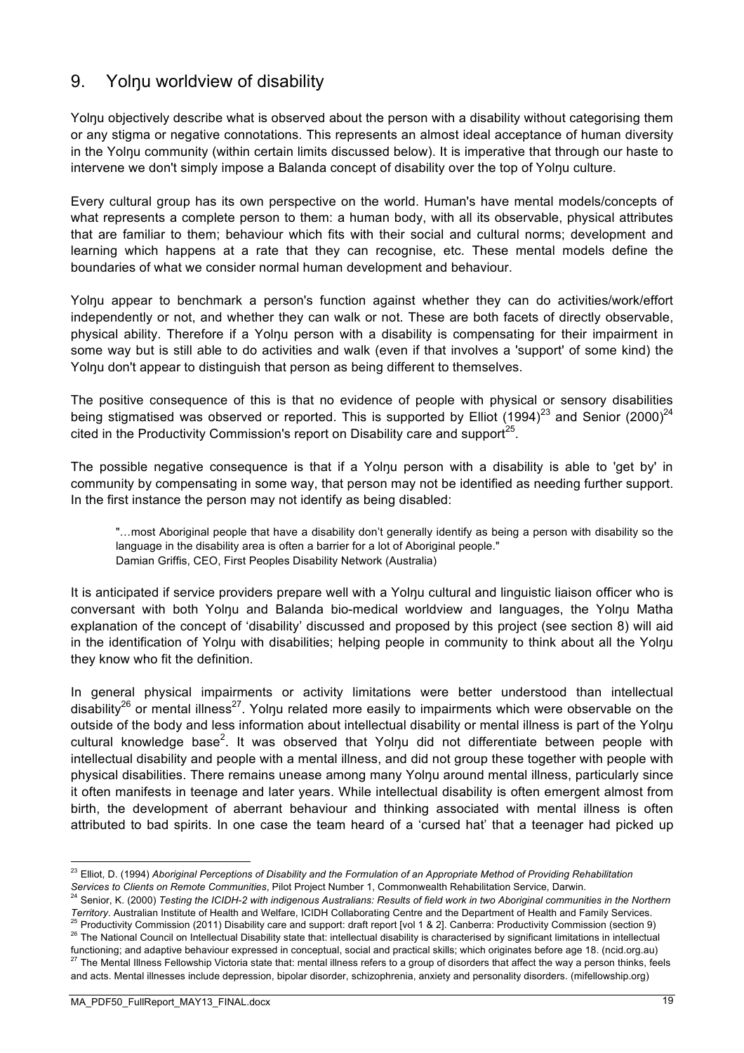## 9. Yolŋu worldview of disability

Yolŋu objectively describe what is observed about the person with a disability without categorising them or any stigma or negative connotations. This represents an almost ideal acceptance of human diversity in the Yolŋu community (within certain limits discussed below). It is imperative that through our haste to intervene we don't simply impose a Balanda concept of disability over the top of Yolŋu culture.

Every cultural group has its own perspective on the world. Human's have mental models/concepts of what represents a complete person to them: a human body, with all its observable, physical attributes that are familiar to them; behaviour which fits with their social and cultural norms; development and learning which happens at a rate that they can recognise, etc. These mental models define the boundaries of what we consider normal human development and behaviour.

Yolŋu appear to benchmark a person's function against whether they can do activities/work/effort independently or not, and whether they can walk or not. These are both facets of directly observable, physical ability. Therefore if a Yolŋu person with a disability is compensating for their impairment in some way but is still able to do activities and walk (even if that involves a 'support' of some kind) the Yolŋu don't appear to distinguish that person as being different to themselves.

The positive consequence of this is that no evidence of people with physical or sensory disabilities being stigmatised was observed or reported. This is supported by Elliot (1994)[23] and Senior (2000)[24] cited in the Productivity Commission's report on Disability care and support[25].

The possible negative consequence is that if a Yolŋu person with a disability is able to 'get by' in community by compensating in some way, that person may not be identified as needing further support. In the first instance the person may not identify as being disabled:

> "…most Aboriginal people that have a disability don't generally identify as being a person with disability so the language in the disability area is often a barrier for a lot of Aboriginal people."
> Damian Griffis, CEO, First Peoples Disability Network (Australia)

It is anticipated if service providers prepare well with a Yolŋu cultural and linguistic liaison officer who is conversant with both Yolŋu and Balanda bio-medical worldview and languages, the Yolŋu Matha explanation of the concept of 'disability' discussed and proposed by this project (see section 8) will aid in the identification of Yolŋu with disabilities; helping people in community to think about all the Yolŋu they know who fit the definition.

In general physical impairments or activity limitations were better understood than intellectual disability[26] or mental illness[27]. Yolŋu related more easily to impairments which were observable on the outside of the body and less information about intellectual disability or mental illness is part of the Yolŋu cultural knowledge base[2]. It was observed that Yolŋu did not differentiate between people with intellectual disability and people with a mental illness, and did not group these together with people with physical disabilities. There remains unease among many Yolŋu around mental illness, particularly since it often manifests in teenage and later years. While intellectual disability is often emergent almost from birth, the development of aberrant behaviour and thinking associated with mental illness is often attributed to bad spirits. In one case the team heard of a 'cursed hat' that a teenager had picked up

---

[23] Elliot, D. (1994) *Aboriginal Perceptions of Disability and the Formulation of an Appropriate Method of Providing Rehabilitation Services to Clients on Remote Communities*, Pilot Project Number 1, Commonwealth Rehabilitation Service, Darwin.

[24] Senior, K. (2000) *Testing the ICIDH-2 with indigenous Australians: Results of field work in two Aboriginal communities in the Northern Territory*. Australian Institute of Health and Welfare, ICIDH Collaborating Centre and the Department of Health and Family Services.

[25] Productivity Commission (2011) Disability care and support: draft report [vol 1 & 2]. Canberra: Productivity Commission (section 9)

[26] The National Council on Intellectual Disability state that: intellectual disability is characterised by significant limitations in intellectual functioning; and adaptive behaviour expressed in conceptual, social and practical skills; which originates before age 18. (ncid.org.au)

[27] The Mental Illness Fellowship Victoria state that: mental illness refers to a group of disorders that affect the way a person thinks, feels and acts. Mental illnesses include depression, bipolar disorder, schizophrenia, anxiety and personality disorders. (mifellowship.org)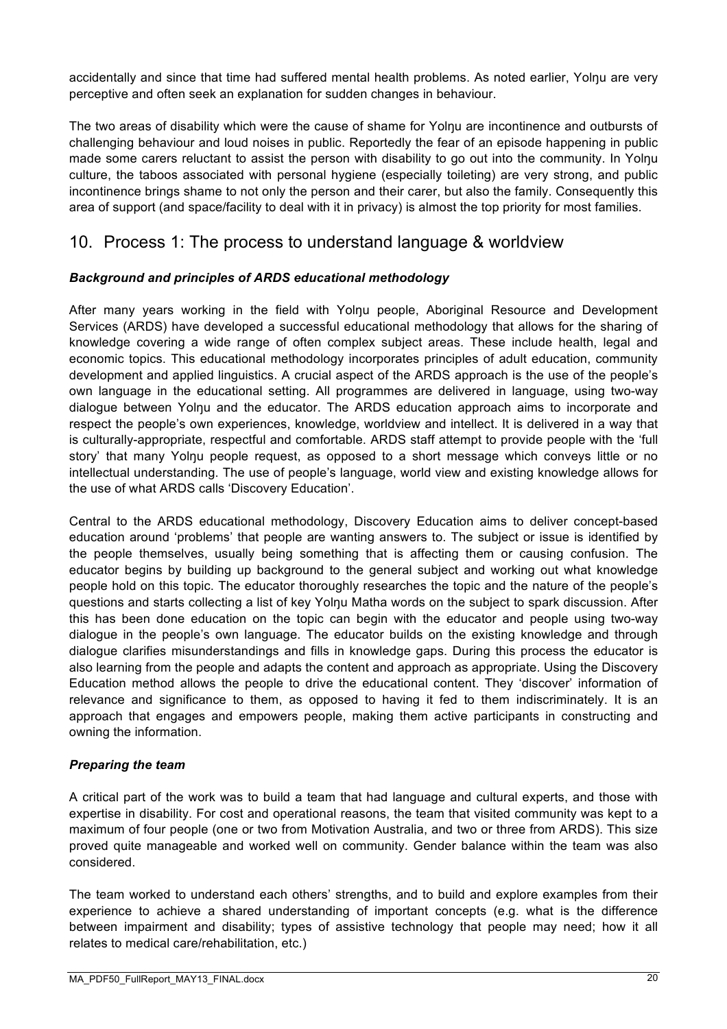accidentally and since that time had suffered mental health problems. As noted earlier, Yolŋu are very perceptive and often seek an explanation for sudden changes in behaviour.

The two areas of disability which were the cause of shame for Yolŋu are incontinence and outbursts of challenging behaviour and loud noises in public. Reportedly the fear of an episode happening in public made some carers reluctant to assist the person with disability to go out into the community. In Yolŋu culture, the taboos associated with personal hygiene (especially toileting) are very strong, and public incontinence brings shame to not only the person and their carer, but also the family. Consequently this area of support (and space/facility to deal with it in privacy) is almost the top priority for most families.

## 10. Process 1: The process to understand language & worldview

### *Background and principles of ARDS educational methodology*

After many years working in the field with Yolŋu people, Aboriginal Resource and Development Services (ARDS) have developed a successful educational methodology that allows for the sharing of knowledge covering a wide range of often complex subject areas. These include health, legal and economic topics. This educational methodology incorporates principles of adult education, community development and applied linguistics. A crucial aspect of the ARDS approach is the use of the people's own language in the educational setting. All programmes are delivered in language, using two-way dialogue between Yolŋu and the educator. The ARDS education approach aims to incorporate and respect the people's own experiences, knowledge, worldview and intellect. It is delivered in a way that is culturally-appropriate, respectful and comfortable. ARDS staff attempt to provide people with the 'full story' that many Yolŋu people request, as opposed to a short message which conveys little or no intellectual understanding. The use of people's language, world view and existing knowledge allows for the use of what ARDS calls 'Discovery Education'.

Central to the ARDS educational methodology, Discovery Education aims to deliver concept-based education around 'problems' that people are wanting answers to. The subject or issue is identified by the people themselves, usually being something that is affecting them or causing confusion. The educator begins by building up background to the general subject and working out what knowledge people hold on this topic. The educator thoroughly researches the topic and the nature of the people's questions and starts collecting a list of key Yolŋu Matha words on the subject to spark discussion. After this has been done education on the topic can begin with the educator and people using two-way dialogue in the people's own language. The educator builds on the existing knowledge and through dialogue clarifies misunderstandings and fills in knowledge gaps. During this process the educator is also learning from the people and adapts the content and approach as appropriate. Using the Discovery Education method allows the people to drive the educational content. They 'discover' information of relevance and significance to them, as opposed to having it fed to them indiscriminately. It is an approach that engages and empowers people, making them active participants in constructing and owning the information.

### *Preparing the team*

A critical part of the work was to build a team that had language and cultural experts, and those with expertise in disability. For cost and operational reasons, the team that visited community was kept to a maximum of four people (one or two from Motivation Australia, and two or three from ARDS). This size proved quite manageable and worked well on community. Gender balance within the team was also considered.

The team worked to understand each others' strengths, and to build and explore examples from their experience to achieve a shared understanding of important concepts (e.g. what is the difference between impairment and disability; types of assistive technology that people may need; how it all relates to medical care/rehabilitation, etc.)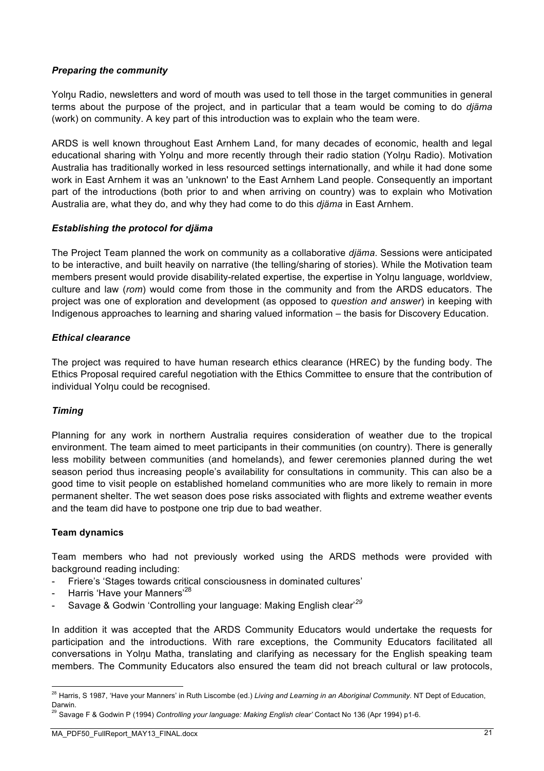### *Preparing the community*

Yolŋu Radio, newsletters and word of mouth was used to tell those in the target communities in general terms about the purpose of the project, and in particular that a team would be coming to do *djäma* (work) on community. A key part of this introduction was to explain who the team were.

ARDS is well known throughout East Arnhem Land, for many decades of economic, health and legal educational sharing with Yolŋu and more recently through their radio station (Yolŋu Radio). Motivation Australia has traditionally worked in less resourced settings internationally, and while it had done some work in East Arnhem it was an 'unknown' to the East Arnhem Land people. Consequently an important part of the introductions (both prior to and when arriving on country) was to explain who Motivation Australia are, what they do, and why they had come to do this *djäma* in East Arnhem.

### *Establishing the protocol for djäma*

The Project Team planned the work on community as a collaborative *djäma*. Sessions were anticipated to be interactive, and built heavily on narrative (the telling/sharing of stories). While the Motivation team members present would provide disability-related expertise, the expertise in Yolŋu language, worldview, culture and law (*rom*) would come from those in the community and from the ARDS educators. The project was one of exploration and development (as opposed to *question and answer*) in keeping with Indigenous approaches to learning and sharing valued information – the basis for Discovery Education.

### *Ethical clearance*

The project was required to have human research ethics clearance (HREC) by the funding body. The Ethics Proposal required careful negotiation with the Ethics Committee to ensure that the contribution of individual Yolŋu could be recognised.

### *Timing*

Planning for any work in northern Australia requires consideration of weather due to the tropical environment. The team aimed to meet participants in their communities (on country). There is generally less mobility between communities (and homelands), and fewer ceremonies planned during the wet season period thus increasing people's availability for consultations in community. This can also be a good time to visit people on established homeland communities who are more likely to remain in more permanent shelter. The wet season does pose risks associated with flights and extreme weather events and the team did have to postpone one trip due to bad weather.

### **Team dynamics**

Team members who had not previously worked using the ARDS methods were provided with background reading including:

- Friere's 'Stages towards critical consciousness in dominated cultures'
- Harris 'Have your Manners'[28]
- Savage & Godwin 'Controlling your language: Making English clear'[29]

In addition it was accepted that the ARDS Community Educators would undertake the requests for participation and the introductions. With rare exceptions, the Community Educators facilitated all conversations in Yolŋu Matha, translating and clarifying as necessary for the English speaking team members. The Community Educators also ensured the team did not breach cultural or law protocols,

---

[28] Harris, S 1987, 'Have your Manners' in Ruth Liscombe (ed.) *Living and Learning in an Aboriginal Community*. NT Dept of Education, Darwin.

[29] Savage F & Godwin P (1994) *Controlling your language: Making English clear'* Contact No 136 (Apr 1994) p1-6.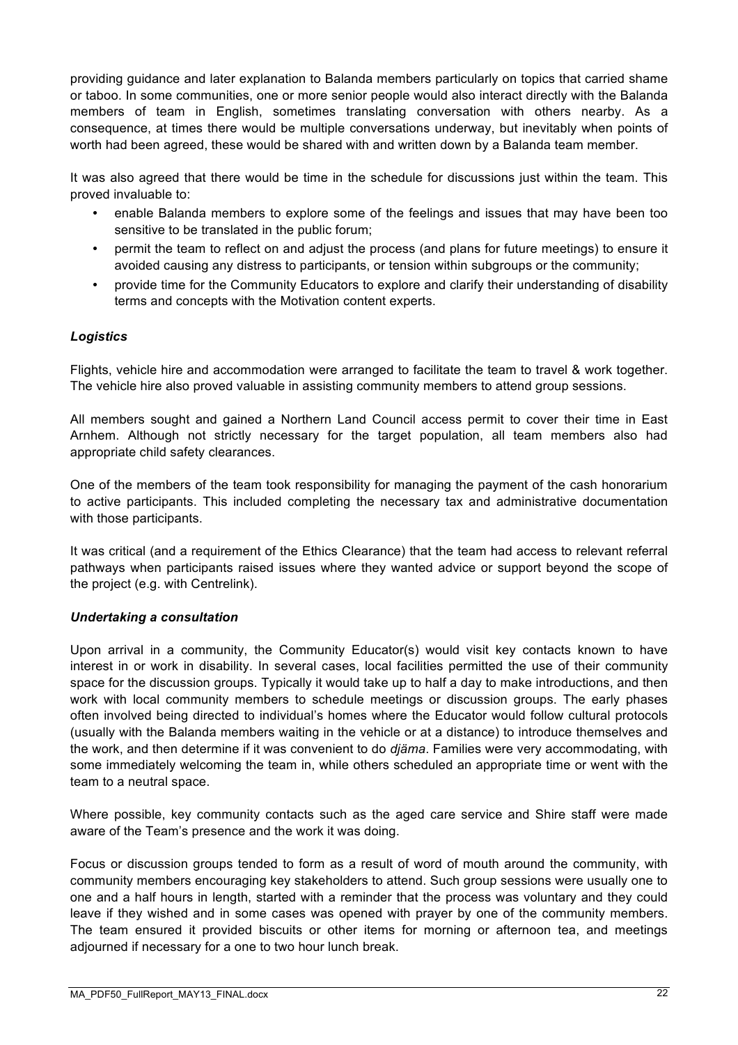providing guidance and later explanation to Balanda members particularly on topics that carried shame or taboo. In some communities, one or more senior people would also interact directly with the Balanda members of team in English, sometimes translating conversation with others nearby. As a consequence, at times there would be multiple conversations underway, but inevitably when points of worth had been agreed, these would be shared with and written down by a Balanda team member.

It was also agreed that there would be time in the schedule for discussions just within the team. This proved invaluable to:

- enable Balanda members to explore some of the feelings and issues that may have been too sensitive to be translated in the public forum;
- permit the team to reflect on and adjust the process (and plans for future meetings) to ensure it avoided causing any distress to participants, or tension within subgroups or the community;
- provide time for the Community Educators to explore and clarify their understanding of disability terms and concepts with the Motivation content experts.

### *Logistics*

Flights, vehicle hire and accommodation were arranged to facilitate the team to travel & work together. The vehicle hire also proved valuable in assisting community members to attend group sessions.

All members sought and gained a Northern Land Council access permit to cover their time in East Arnhem. Although not strictly necessary for the target population, all team members also had appropriate child safety clearances.

One of the members of the team took responsibility for managing the payment of the cash honorarium to active participants. This included completing the necessary tax and administrative documentation with those participants.

It was critical (and a requirement of the Ethics Clearance) that the team had access to relevant referral pathways when participants raised issues where they wanted advice or support beyond the scope of the project (e.g. with Centrelink).

### *Undertaking a consultation*

Upon arrival in a community, the Community Educator(s) would visit key contacts known to have interest in or work in disability. In several cases, local facilities permitted the use of their community space for the discussion groups. Typically it would take up to half a day to make introductions, and then work with local community members to schedule meetings or discussion groups. The early phases often involved being directed to individual's homes where the Educator would follow cultural protocols (usually with the Balanda members waiting in the vehicle or at a distance) to introduce themselves and the work, and then determine if it was convenient to do *djäma*. Families were very accommodating, with some immediately welcoming the team in, while others scheduled an appropriate time or went with the team to a neutral space.

Where possible, key community contacts such as the aged care service and Shire staff were made aware of the Team's presence and the work it was doing.

Focus or discussion groups tended to form as a result of word of mouth around the community, with community members encouraging key stakeholders to attend. Such group sessions were usually one to one and a half hours in length, started with a reminder that the process was voluntary and they could leave if they wished and in some cases was opened with prayer by one of the community members. The team ensured it provided biscuits or other items for morning or afternoon tea, and meetings adjourned if necessary for a one to two hour lunch break.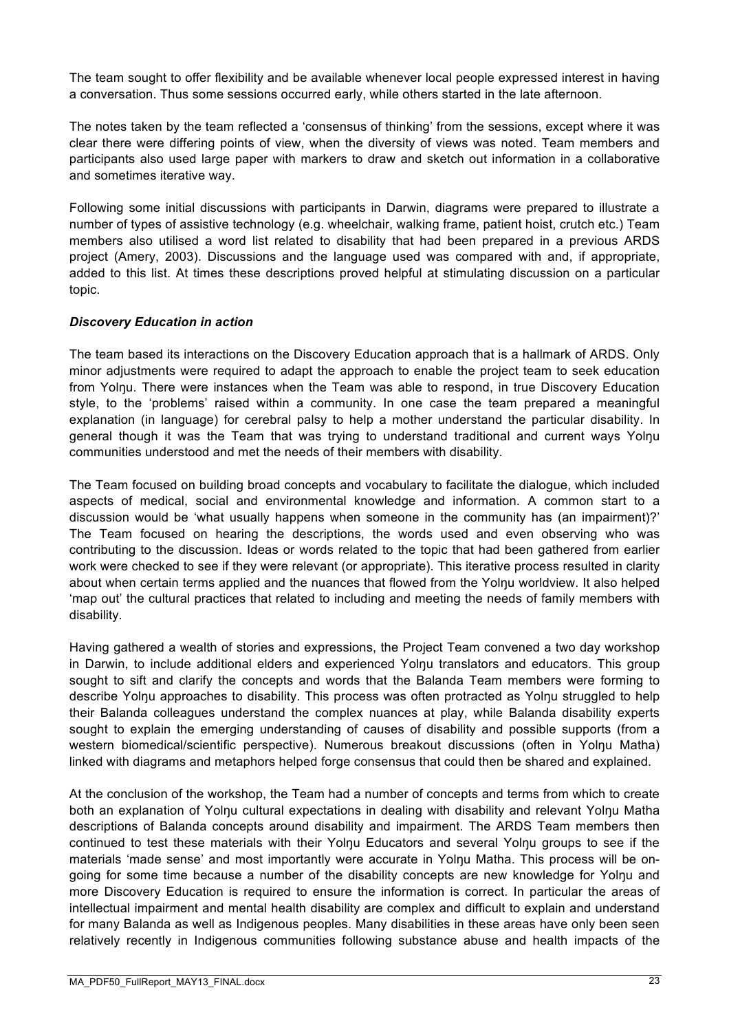The team sought to offer flexibility and be available whenever local people expressed interest in having a conversation. Thus some sessions occurred early, while others started in the late afternoon.

The notes taken by the team reflected a 'consensus of thinking' from the sessions, except where it was clear there were differing points of view, when the diversity of views was noted. Team members and participants also used large paper with markers to draw and sketch out information in a collaborative and sometimes iterative way.

Following some initial discussions with participants in Darwin, diagrams were prepared to illustrate a number of types of assistive technology (e.g. wheelchair, walking frame, patient hoist, crutch etc.) Team members also utilised a word list related to disability that had been prepared in a previous ARDS project (Amery, 2003). Discussions and the language used was compared with and, if appropriate, added to this list. At times these descriptions proved helpful at stimulating discussion on a particular topic.

***Discovery Education in action***

The team based its interactions on the Discovery Education approach that is a hallmark of ARDS. Only minor adjustments were required to adapt the approach to enable the project team to seek education from Yolŋu. There were instances when the Team was able to respond, in true Discovery Education style, to the 'problems' raised within a community. In one case the team prepared a meaningful explanation (in language) for cerebral palsy to help a mother understand the particular disability. In general though it was the Team that was trying to understand traditional and current ways Yolŋu communities understood and met the needs of their members with disability.

The Team focused on building broad concepts and vocabulary to facilitate the dialogue, which included aspects of medical, social and environmental knowledge and information. A common start to a discussion would be 'what usually happens when someone in the community has (an impairment)?' The Team focused on hearing the descriptions, the words used and even observing who was contributing to the discussion. Ideas or words related to the topic that had been gathered from earlier work were checked to see if they were relevant (or appropriate). This iterative process resulted in clarity about when certain terms applied and the nuances that flowed from the Yolŋu worldview. It also helped 'map out' the cultural practices that related to including and meeting the needs of family members with disability.

Having gathered a wealth of stories and expressions, the Project Team convened a two day workshop in Darwin, to include additional elders and experienced Yolŋu translators and educators. This group sought to sift and clarify the concepts and words that the Balanda Team members were forming to describe Yolŋu approaches to disability. This process was often protracted as Yolŋu struggled to help their Balanda colleagues understand the complex nuances at play, while Balanda disability experts sought to explain the emerging understanding of causes of disability and possible supports (from a western biomedical/scientific perspective). Numerous breakout discussions (often in Yolŋu Matha) linked with diagrams and metaphors helped forge consensus that could then be shared and explained.

At the conclusion of the workshop, the Team had a number of concepts and terms from which to create both an explanation of Yolŋu cultural expectations in dealing with disability and relevant Yolŋu Matha descriptions of Balanda concepts around disability and impairment. The ARDS Team members then continued to test these materials with their Yolŋu Educators and several Yolŋu groups to see if the materials 'made sense' and most importantly were accurate in Yolŋu Matha. This process will be on-going for some time because a number of the disability concepts are new knowledge for Yolŋu and more Discovery Education is required to ensure the information is correct. In particular the areas of intellectual impairment and mental health disability are complex and difficult to explain and understand for many Balanda as well as Indigenous peoples. Many disabilities in these areas have only been seen relatively recently in Indigenous communities following substance abuse and health impacts of the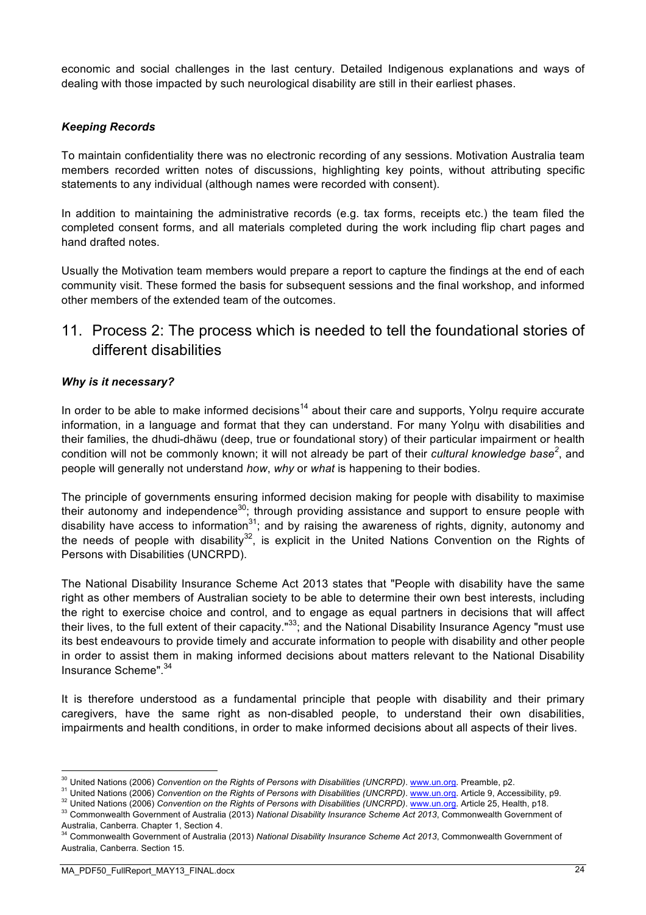economic and social challenges in the last century. Detailed Indigenous explanations and ways of dealing with those impacted by such neurological disability are still in their earliest phases.

### *Keeping Records*

To maintain confidentiality there was no electronic recording of any sessions. Motivation Australia team members recorded written notes of discussions, highlighting key points, without attributing specific statements to any individual (although names were recorded with consent).

In addition to maintaining the administrative records (e.g. tax forms, receipts etc.) the team filed the completed consent forms, and all materials completed during the work including flip chart pages and hand drafted notes.

Usually the Motivation team members would prepare a report to capture the findings at the end of each community visit. These formed the basis for subsequent sessions and the final workshop, and informed other members of the extended team of the outcomes.

## 11. Process 2: The process which is needed to tell the foundational stories of different disabilities

### *Why is it necessary?*

In order to be able to make informed decisions[14] about their care and supports, Yolŋu require accurate information, in a language and format that they can understand. For many Yolŋu with disabilities and their families, the dhudi-dhäwu (deep, true or foundational story) of their particular impairment or health condition will not be commonly known; it will not already be part of their *cultural knowledge base*[2], and people will generally not understand *how*, *why* or *what* is happening to their bodies.

The principle of governments ensuring informed decision making for people with disability to maximise their autonomy and independence[30]; through providing assistance and support to ensure people with disability have access to information[31]; and by raising the awareness of rights, dignity, autonomy and the needs of people with disability[32], is explicit in the United Nations Convention on the Rights of Persons with Disabilities (UNCRPD).

The National Disability Insurance Scheme Act 2013 states that "People with disability have the same right as other members of Australian society to be able to determine their own best interests, including the right to exercise choice and control, and to engage as equal partners in decisions that will affect their lives, to the full extent of their capacity."[33]; and the National Disability Insurance Agency "must use its best endeavours to provide timely and accurate information to people with disability and other people in order to assist them in making informed decisions about matters relevant to the National Disability Insurance Scheme".[34]

It is therefore understood as a fundamental principle that people with disability and their primary caregivers, have the same right as non-disabled people, to understand their own disabilities, impairments and health conditions, in order to make informed decisions about all aspects of their lives.

---

[30] United Nations (2006) *Convention on the Rights of Persons with Disabilities (UNCRPD)*. www.un.org. Preamble, p2.
[31] United Nations (2006) *Convention on the Rights of Persons with Disabilities (UNCRPD)*. www.un.org. Article 9, Accessibility, p9.
[32] United Nations (2006) *Convention on the Rights of Persons with Disabilities (UNCRPD)*. www.un.org. Article 25, Health, p18.
[33] Commonwealth Government of Australia (2013) *National Disability Insurance Scheme Act 2013*, Commonwealth Government of Australia, Canberra. Chapter 1, Section 4.
[34] Commonwealth Government of Australia (2013) *National Disability Insurance Scheme Act 2013*, Commonwealth Government of Australia, Canberra. Section 15.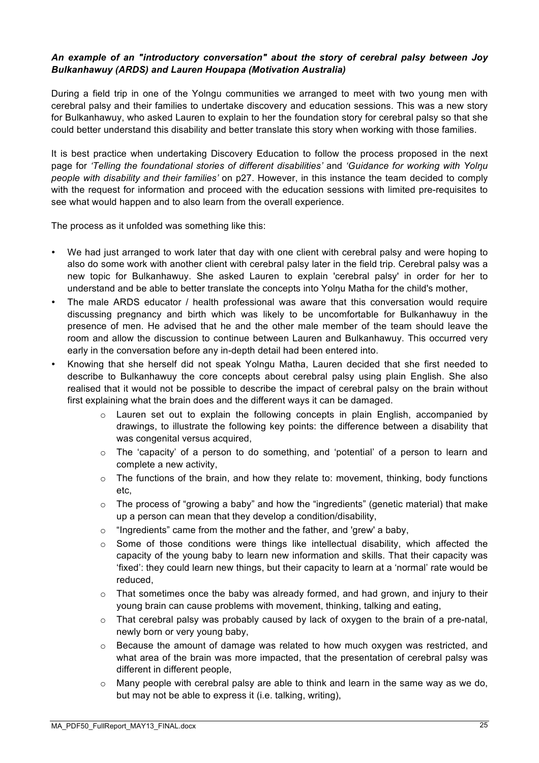***An example of an "introductory conversation" about the story of cerebral palsy between Joy Bulkanhawuy (ARDS) and Lauren Houpapa (Motivation Australia)***

During a field trip in one of the Yolngu communities we arranged to meet with two young men with cerebral palsy and their families to undertake discovery and education sessions. This was a new story for Bulkanhawuy, who asked Lauren to explain to her the foundation story for cerebral palsy so that she could better understand this disability and better translate this story when working with those families.

It is best practice when undertaking Discovery Education to follow the process proposed in the next page for *'Telling the foundational stories of different disabilities'* and *'Guidance for working with Yolŋu people with disability and their families'* on p27. However, in this instance the team decided to comply with the request for information and proceed with the education sessions with limited pre-requisites to see what would happen and to also learn from the overall experience.

The process as it unfolded was something like this:

- We had just arranged to work later that day with one client with cerebral palsy and were hoping to also do some work with another client with cerebral palsy later in the field trip. Cerebral palsy was a new topic for Bulkanhawuy. She asked Lauren to explain 'cerebral palsy' in order for her to understand and be able to better translate the concepts into Yolŋu Matha for the child's mother,
- The male ARDS educator / health professional was aware that this conversation would require discussing pregnancy and birth which was likely to be uncomfortable for Bulkanhawuy in the presence of men. He advised that he and the other male member of the team should leave the room and allow the discussion to continue between Lauren and Bulkanhawuy. This occurred very early in the conversation before any in-depth detail had been entered into.
- Knowing that she herself did not speak Yolngu Matha, Lauren decided that she first needed to describe to Bulkanhawuy the core concepts about cerebral palsy using plain English. She also realised that it would not be possible to describe the impact of cerebral palsy on the brain without first explaining what the brain does and the different ways it can be damaged.
    - Lauren set out to explain the following concepts in plain English, accompanied by drawings, to illustrate the following key points: the difference between a disability that was congenital versus acquired,
    - The 'capacity' of a person to do something, and 'potential' of a person to learn and complete a new activity,
    - The functions of the brain, and how they relate to: movement, thinking, body functions etc,
    - The process of "growing a baby" and how the "ingredients" (genetic material) that make up a person can mean that they develop a condition/disability,
    - "Ingredients" came from the mother and the father, and 'grew' a baby,
    - Some of those conditions were things like intellectual disability, which affected the capacity of the young baby to learn new information and skills. That their capacity was 'fixed': they could learn new things, but their capacity to learn at a 'normal' rate would be reduced,
    - That sometimes once the baby was already formed, and had grown, and injury to their young brain can cause problems with movement, thinking, talking and eating,
    - That cerebral palsy was probably caused by lack of oxygen to the brain of a pre-natal, newly born or very young baby,
    - Because the amount of damage was related to how much oxygen was restricted, and what area of the brain was more impacted, that the presentation of cerebral palsy was different in different people,
    - Many people with cerebral palsy are able to think and learn in the same way as we do, but may not be able to express it (i.e. talking, writing),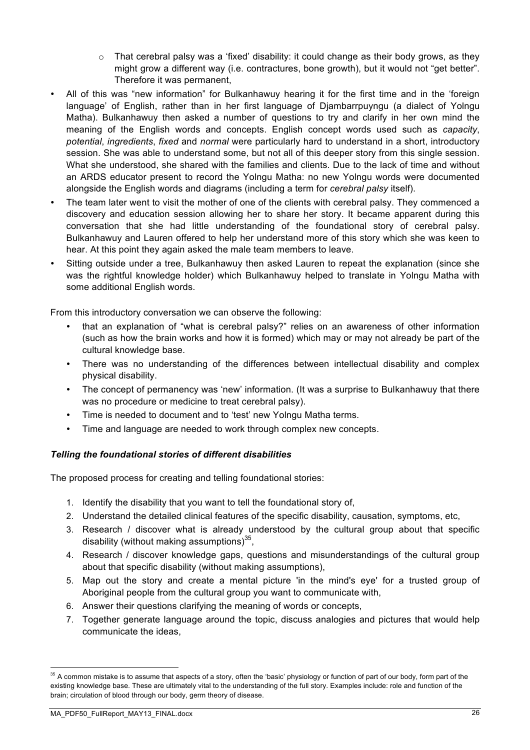- That cerebral palsy was a 'fixed' disability: it could change as their body grows, as they might grow a different way (i.e. contractures, bone growth), but it would not "get better". Therefore it was permanent,
- All of this was "new information" for Bulkanhawuy hearing it for the first time and in the 'foreign language' of English, rather than in her first language of Djambarrpuyngu (a dialect of Yolngu Matha). Bulkanhawuy then asked a number of questions to try and clarify in her own mind the meaning of the English words and concepts. English concept words used such as *capacity*, *potential*, *ingredients*, *fixed* and *normal* were particularly hard to understand in a short, introductory session. She was able to understand some, but not all of this deeper story from this single session. What she understood, she shared with the families and clients. Due to the lack of time and without an ARDS educator present to record the Yolngu Matha: no new Yolngu words were documented alongside the English words and diagrams (including a term for *cerebral palsy* itself).
- The team later went to visit the mother of one of the clients with cerebral palsy. They commenced a discovery and education session allowing her to share her story. It became apparent during this conversation that she had little understanding of the foundational story of cerebral palsy. Bulkanhawuy and Lauren offered to help her understand more of this story which she was keen to hear. At this point they again asked the male team members to leave.
- Sitting outside under a tree, Bulkanhawuy then asked Lauren to repeat the explanation (since she was the rightful knowledge holder) which Bulkanhawuy helped to translate in Yolngu Matha with some additional English words.

From this introductory conversation we can observe the following:

- that an explanation of "what is cerebral palsy?" relies on an awareness of other information (such as how the brain works and how it is formed) which may or may not already be part of the cultural knowledge base.
- There was no understanding of the differences between intellectual disability and complex physical disability.
- The concept of permanency was 'new' information. (It was a surprise to Bulkanhawuy that there was no procedure or medicine to treat cerebral palsy).
- Time is needed to document and to 'test' new Yolngu Matha terms.
- Time and language are needed to work through complex new concepts.

### *Telling the foundational stories of different disabilities*

The proposed process for creating and telling foundational stories:

1. Identify the disability that you want to tell the foundational story of,
2. Understand the detailed clinical features of the specific disability, causation, symptoms, etc,
3. Research / discover what is already understood by the cultural group about that specific disability (without making assumptions)[35],
4. Research / discover knowledge gaps, questions and misunderstandings of the cultural group about that specific disability (without making assumptions),
5. Map out the story and create a mental picture 'in the mind's eye' for a trusted group of Aboriginal people from the cultural group you want to communicate with,
6. Answer their questions clarifying the meaning of words or concepts,
7. Together generate language around the topic, discuss analogies and pictures that would help communicate the ideas,

[35] A common mistake is to assume that aspects of a story, often the 'basic' physiology or function of part of our body, form part of the existing knowledge base. These are ultimately vital to the understanding of the full story. Examples include: role and function of the brain; circulation of blood through our body, germ theory of disease.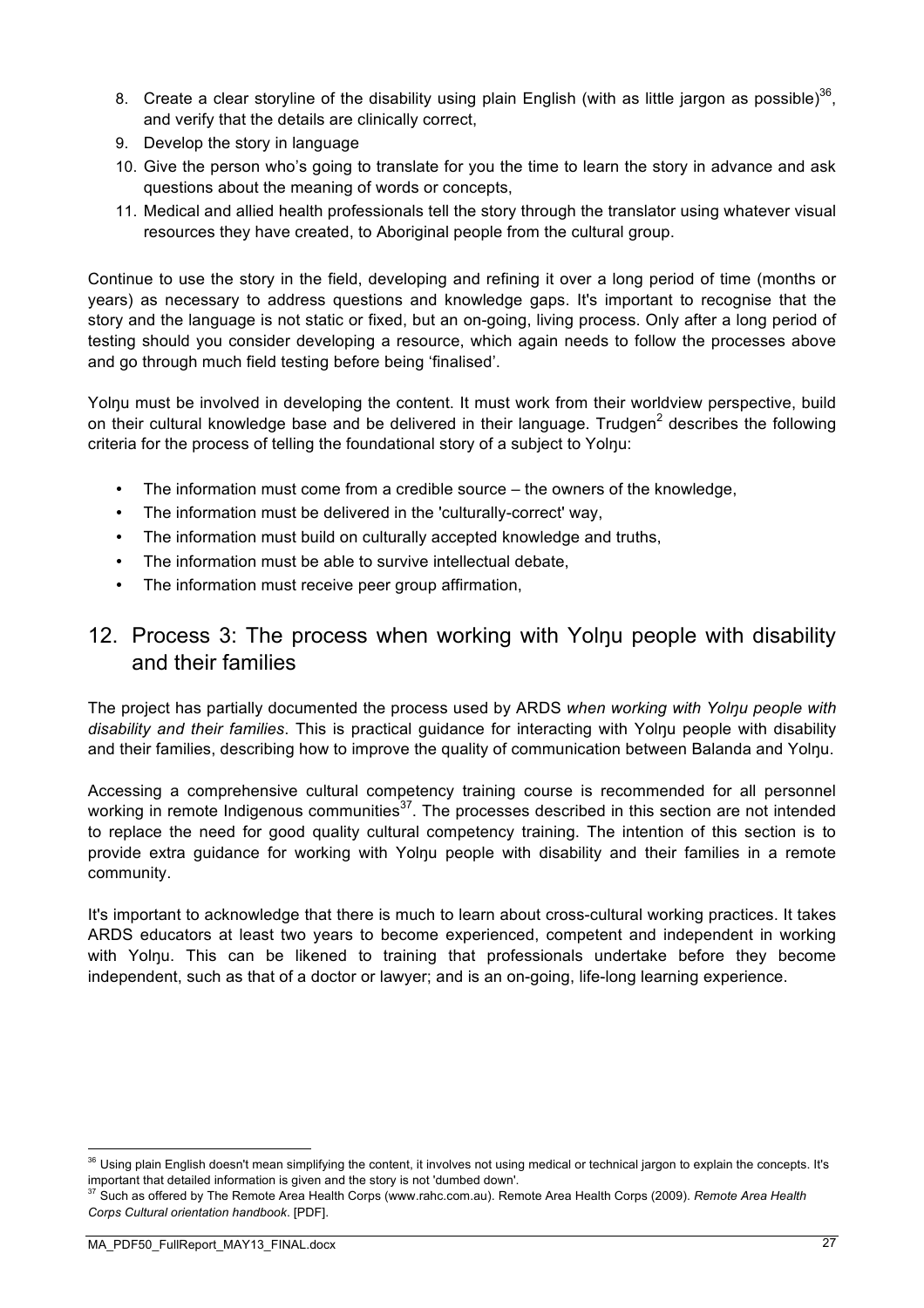8. Create a clear storyline of the disability using plain English (with as little jargon as possible)[36], and verify that the details are clinically correct,
9. Develop the story in language
10. Give the person who's going to translate for you the time to learn the story in advance and ask questions about the meaning of words or concepts,
11. Medical and allied health professionals tell the story through the translator using whatever visual resources they have created, to Aboriginal people from the cultural group.

Continue to use the story in the field, developing and refining it over a long period of time (months or years) as necessary to address questions and knowledge gaps. It's important to recognise that the story and the language is not static or fixed, but an on-going, living process. Only after a long period of testing should you consider developing a resource, which again needs to follow the processes above and go through much field testing before being 'finalised'.

Yolŋu must be involved in developing the content. It must work from their worldview perspective, build on their cultural knowledge base and be delivered in their language. Trudgen[2] describes the following criteria for the process of telling the foundational story of a subject to Yolŋu:

- The information must come from a credible source – the owners of the knowledge,
- The information must be delivered in the 'culturally-correct' way,
- The information must build on culturally accepted knowledge and truths,
- The information must be able to survive intellectual debate,
- The information must receive peer group affirmation,

## 12. Process 3: The process when working with Yolŋu people with disability and their families

The project has partially documented the process used by ARDS *when working with Yolŋu people with disability and their families*. This is practical guidance for interacting with Yolŋu people with disability and their families, describing how to improve the quality of communication between Balanda and Yolŋu.

Accessing a comprehensive cultural competency training course is recommended for all personnel working in remote Indigenous communities[37]. The processes described in this section are not intended to replace the need for good quality cultural competency training. The intention of this section is to provide extra guidance for working with Yolŋu people with disability and their families in a remote community.

It's important to acknowledge that there is much to learn about cross-cultural working practices. It takes ARDS educators at least two years to become experienced, competent and independent in working with Yolŋu. This can be likened to training that professionals undertake before they become independent, such as that of a doctor or lawyer; and is an on-going, life-long learning experience.

---

[36] Using plain English doesn't mean simplifying the content, it involves not using medical or technical jargon to explain the concepts. It's important that detailed information is given and the story is not 'dumbed down'.

[37] Such as offered by The Remote Area Health Corps (www.rahc.com.au). Remote Area Health Corps (2009). *Remote Area Health Corps Cultural orientation handbook*. [PDF].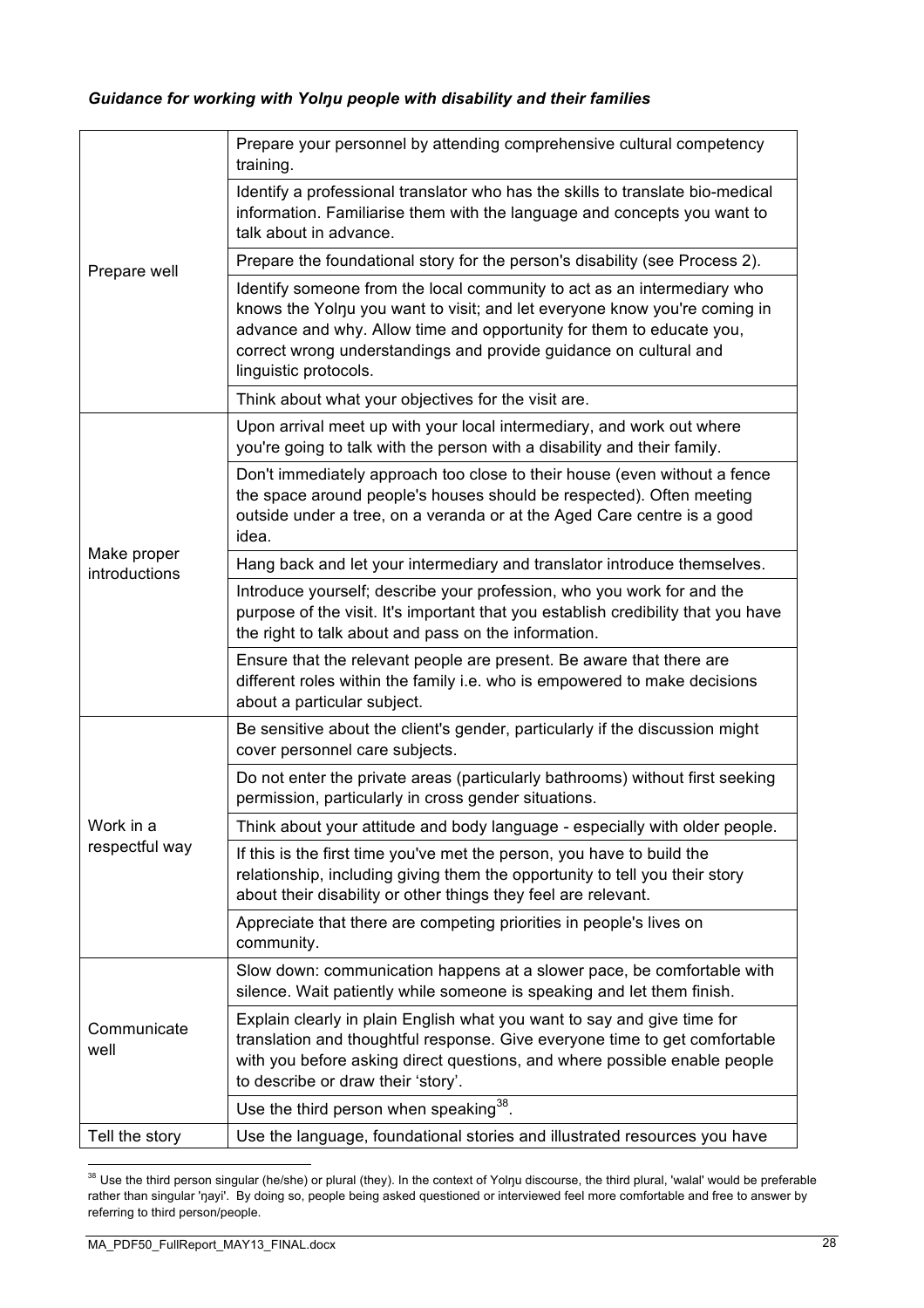***Guidance for working with Yolŋu people with disability and their families***

| | |
|---|---|
| Prepare well | Prepare your personnel by attending comprehensive cultural competency training. |
| | Identify a professional translator who has the skills to translate bio-medical information. Familiarise them with the language and concepts you want to talk about in advance. |
| | Prepare the foundational story for the person's disability (see Process 2). |
| | Identify someone from the local community to act as an intermediary who knows the Yolŋu you want to visit; and let everyone know you're coming in advance and why. Allow time and opportunity for them to educate you, correct wrong understandings and provide guidance on cultural and linguistic protocols. |
| | Think about what your objectives for the visit are. |
| Make proper introductions | Upon arrival meet up with your local intermediary, and work out where you're going to talk with the person with a disability and their family. |
| | Don't immediately approach too close to their house (even without a fence the space around people's houses should be respected). Often meeting outside under a tree, on a veranda or at the Aged Care centre is a good idea. |
| | Hang back and let your intermediary and translator introduce themselves. |
| | Introduce yourself; describe your profession, who you work for and the purpose of the visit. It's important that you establish credibility that you have the right to talk about and pass on the information. |
| | Ensure that the relevant people are present. Be aware that there are different roles within the family i.e. who is empowered to make decisions about a particular subject. |
| Work in a respectful way | Be sensitive about the client's gender, particularly if the discussion might cover personnel care subjects. |
| | Do not enter the private areas (particularly bathrooms) without first seeking permission, particularly in cross gender situations. |
| | Think about your attitude and body language - especially with older people. |
| | If this is the first time you've met the person, you have to build the relationship, including giving them the opportunity to tell you their story about their disability or other things they feel are relevant. |
| | Appreciate that there are competing priorities in people's lives on community. |
| Communicate well | Slow down: communication happens at a slower pace, be comfortable with silence. Wait patiently while someone is speaking and let them finish. |
| | Explain clearly in plain English what you want to say and give time for translation and thoughtful response. Give everyone time to get comfortable with you before asking direct questions, and where possible enable people to describe or draw their 'story'. |
| | Use the third person when speaking[38]. |
| Tell the story | Use the language, foundational stories and illustrated resources you have |

[38] Use the third person singular (he/she) or plural (they). In the context of Yolŋu discourse, the third plural, 'walal' would be preferable rather than singular 'ŋayi'. By doing so, people being asked questioned or interviewed feel more comfortable and free to answer by referring to third person/people.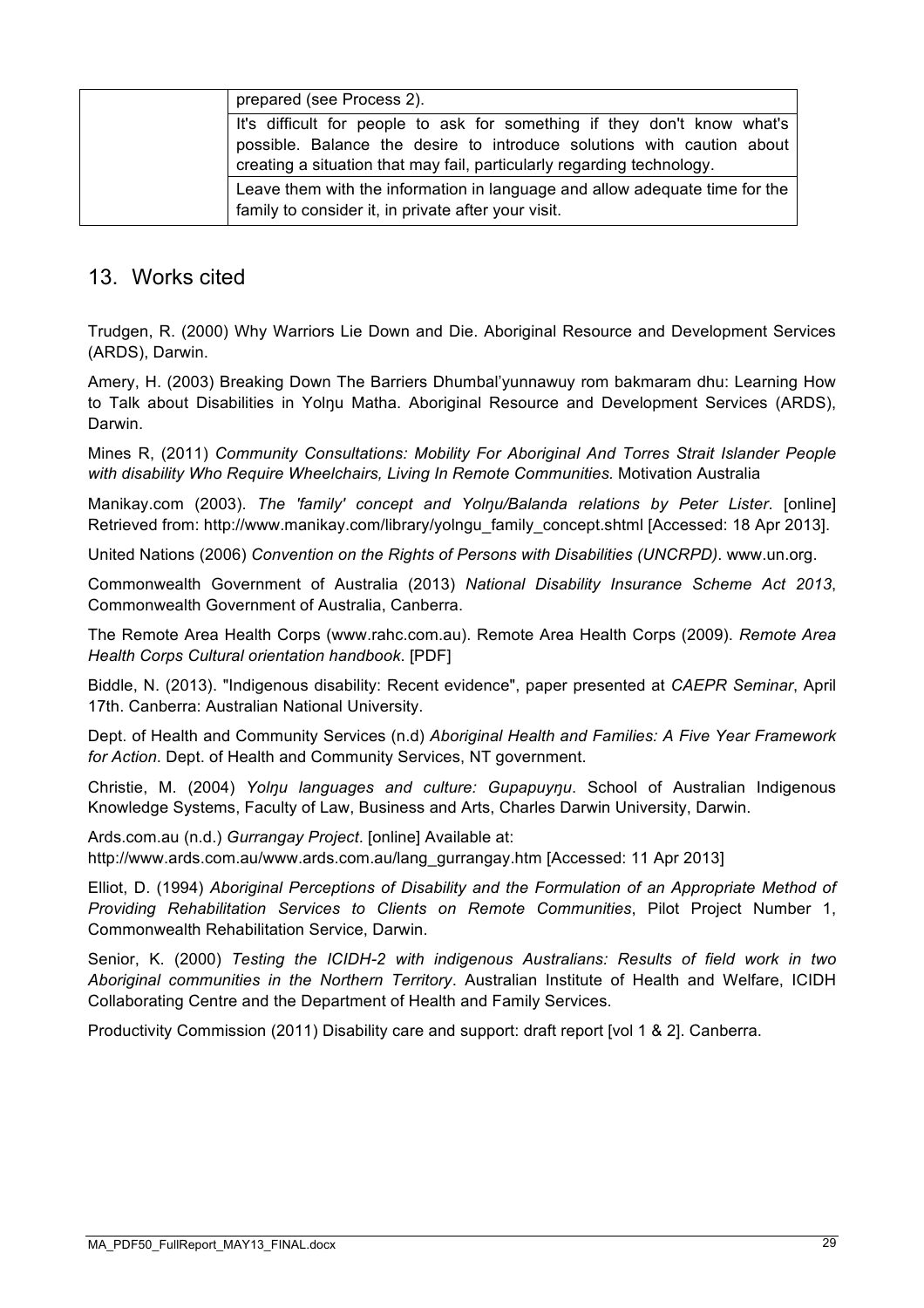|  | prepared (see Process 2). |
| --- | --- |
|  | It's difficult for people to ask for something if they don't know what's possible. Balance the desire to introduce solutions with caution about creating a situation that may fail, particularly regarding technology. |
|  | Leave them with the information in language and allow adequate time for the family to consider it, in private after your visit. |

## 13. Works cited

Trudgen, R. (2000) Why Warriors Lie Down and Die. Aboriginal Resource and Development Services (ARDS), Darwin.

Amery, H. (2003) Breaking Down The Barriers Dhumbal'yunnawuy rom bakmaram dhu: Learning How to Talk about Disabilities in Yolŋu Matha. Aboriginal Resource and Development Services (ARDS), Darwin.

Mines R, (2011) *Community Consultations: Mobility For Aboriginal And Torres Strait Islander People with disability Who Require Wheelchairs, Living In Remote Communities.* Motivation Australia

Manikay.com (2003). *The 'family' concept and Yolŋu/Balanda relations by Peter Lister*. [online] Retrieved from: http://www.manikay.com/library/yolngu_family_concept.shtml [Accessed: 18 Apr 2013].

United Nations (2006) *Convention on the Rights of Persons with Disabilities (UNCRPD)*. www.un.org.

Commonwealth Government of Australia (2013) *National Disability Insurance Scheme Act 2013*, Commonwealth Government of Australia, Canberra.

The Remote Area Health Corps (www.rahc.com.au). Remote Area Health Corps (2009). *Remote Area Health Corps Cultural orientation handbook*. [PDF]

Biddle, N. (2013). "Indigenous disability: Recent evidence", paper presented at *CAEPR Seminar*, April 17th. Canberra: Australian National University.

Dept. of Health and Community Services (n.d) *Aboriginal Health and Families: A Five Year Framework for Action*. Dept. of Health and Community Services, NT government.

Christie, M. (2004) *Yolŋu languages and culture: Gupapuyŋu*. School of Australian Indigenous Knowledge Systems, Faculty of Law, Business and Arts, Charles Darwin University, Darwin.

Ards.com.au (n.d.) *Gurrangay Project*. [online] Available at: http://www.ards.com.au/www.ards.com.au/lang_gurrangay.htm [Accessed: 11 Apr 2013]

Elliot, D. (1994) *Aboriginal Perceptions of Disability and the Formulation of an Appropriate Method of Providing Rehabilitation Services to Clients on Remote Communities*, Pilot Project Number 1, Commonwealth Rehabilitation Service, Darwin.

Senior, K. (2000) *Testing the ICIDH-2 with indigenous Australians: Results of field work in two Aboriginal communities in the Northern Territory*. Australian Institute of Health and Welfare, ICIDH Collaborating Centre and the Department of Health and Family Services.

Productivity Commission (2011) Disability care and support: draft report [vol 1 & 2]. Canberra.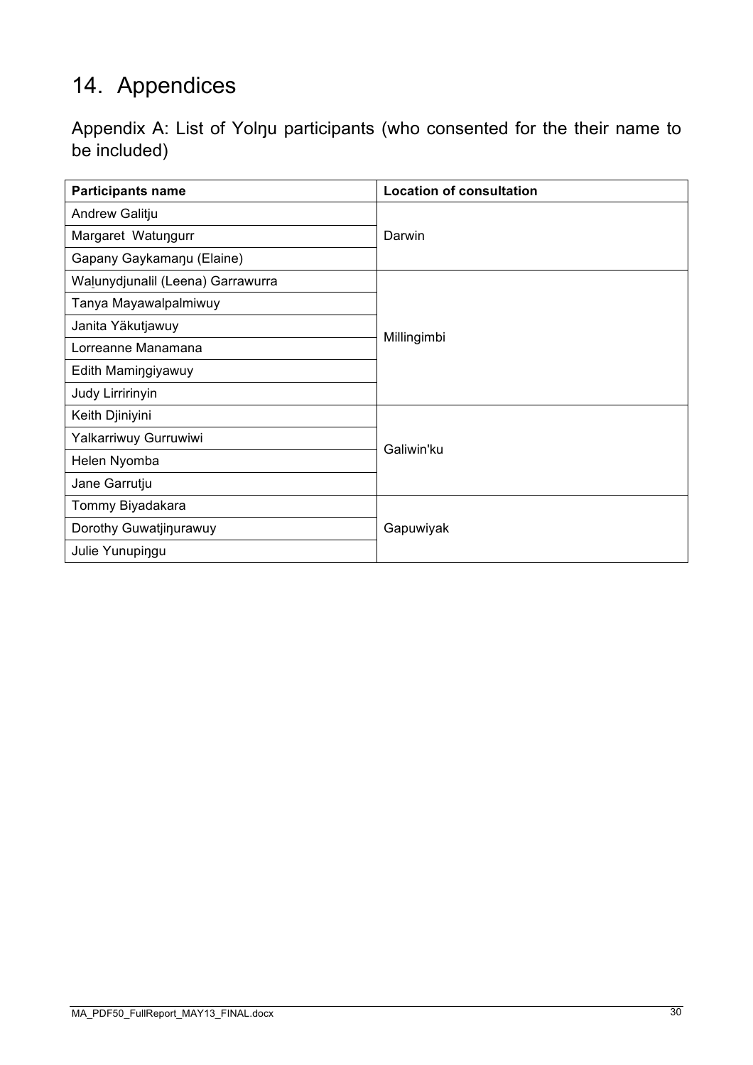# 14. Appendices

## Appendix A: List of Yolŋu participants (who consented for the their name to be included)

| Participants name | Location of consultation |
|---|---|
| Andrew Galitju | Darwin |
| Margaret Watuŋgurr | |
| Gapany Gaykamaŋu (Elaine) | |
| Wa̱lunydjunalil (Leena) Garrawurra | Millingimbi |
| Tanya Mayawalpalmiwuy | |
| Janita Yäkutjawuy | |
| Lorreanne Manamana | |
| Edith Mamiŋgiyawuy | |
| Judy Lirririnyin | |
| Keith Djiniyini | Galiwin'ku |
| Yalkarriwuy Gurruwiwi | |
| Helen Nyomba | |
| Jane Garrutju | |
| Tommy Biyadakara | Gapuwiyak |
| Dorothy Guwatjiŋurawuy | |
| Julie Yunupiŋgu | |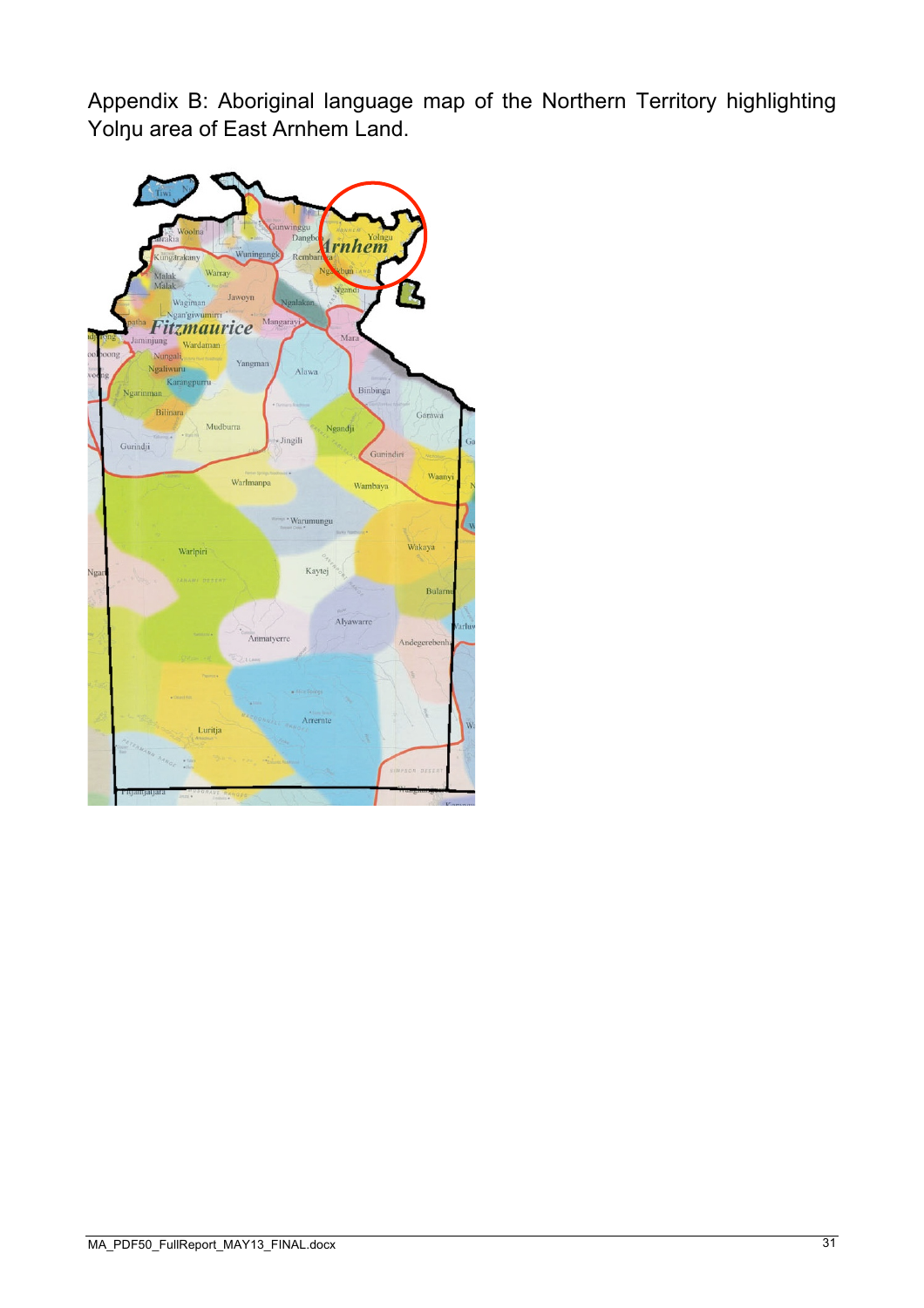Appendix B: Aboriginal language map of the Northern Territory highlighting Yolŋu area of East Arnhem Land.